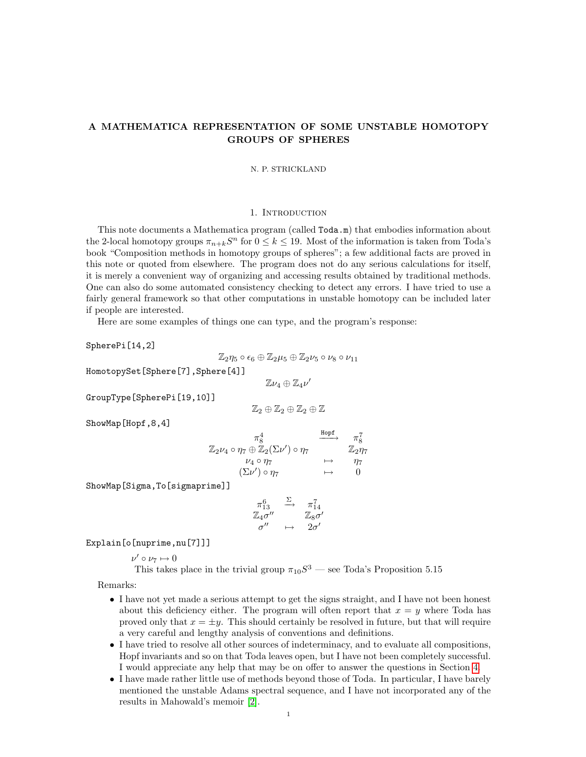# A MATHEMATICA REPRESENTATION OF SOME UNSTABLE HOMOTOPY GROUPS OF SPHERES

N. P. STRICKLAND

## 1. Introduction

This note documents a Mathematica program (called `Toda.m`) that embodies information about the 2-local homotopy groups $\pi_{n+k}S^n$ for $0 \leq k \leq 19$. Most of the information is taken from Toda's book "Composition methods in homotopy groups of spheres"; a few additional facts are proved in this note or quoted from elsewhere. The program does not do any serious calculations for itself, it is merely a convenient way of organizing and accessing results obtained by traditional methods. One can also do some automated consistency checking to detect any errors. I have tried to use a fairly general framework so that other computations in unstable homotopy can be included later if people are interested.

Here are some examples of things one can type, and the program's response:

```
SpherePi[14,2]
```

$$\mathbb{Z}_2\eta_5 \circ \epsilon_6 \oplus \mathbb{Z}_2\mu_5 \oplus \mathbb{Z}_2\nu_5 \circ \nu_8 \circ \nu_{11}$$

```
HomotopySet[Sphere[7],Sphere[4]]
```

$$\mathbb{Z}\nu_4 \oplus \mathbb{Z}_4\nu'$$

```
GroupType[SpherePi[19,10]]
```

$$\mathbb{Z}_2 \oplus \mathbb{Z}_2 \oplus \mathbb{Z}_2 \oplus \mathbb{Z}$$

```
ShowMap[Hopf,8,4]
```

$$\begin{array}{ccc} \pi^4_8 & \xrightarrow{\texttt{Hopf}} & \pi^7_8 \\ \mathbb{Z}_2\nu_4 \circ \eta_7 \oplus \mathbb{Z}_2(\Sigma\nu') \circ \eta_7 & & \mathbb{Z}_2\eta_7 \\ \nu_4 \circ \eta_7 & \mapsto & \eta_7 \\ (\Sigma\nu') \circ \eta_7 & \mapsto & 0 \end{array}$$

```
ShowMap[Sigma,To[sigmaprime]]
```

$$\begin{array}{ccc} \pi^6_{13} & \xrightarrow{\Sigma} & \pi^7_{14} \\ \mathbb{Z}_4\sigma'' & & \mathbb{Z}_8\sigma' \\ \sigma'' & \mapsto & 2\sigma' \end{array}$$

```
Explain[o[nuprime,nu[7]]]
```

$\nu' \circ \nu_7 \mapsto 0$
This takes place in the trivial group $\pi_{10}S^3$ — see Toda's Proposition 5.15

Remarks:

- I have not yet made a serious attempt to get the signs straight, and I have not been honest about this deficiency either. The program will often report that $x = y$ where Toda has proved only that $x = \pm y$. This should certainly be resolved in future, but that will require a very careful and lengthy analysis of conventions and definitions.
- I have tried to resolve all other sources of indeterminacy, and to evaluate all compositions, Hopf invariants and so on that Toda leaves open, but I have not been completely successful. I would appreciate any help that may be on offer to answer the questions in Section 4.
- I have made rather little use of methods beyond those of Toda. In particular, I have barely mentioned the unstable Adams spectral sequence, and I have not incorporated any of the results in Mahowald's memoir [2].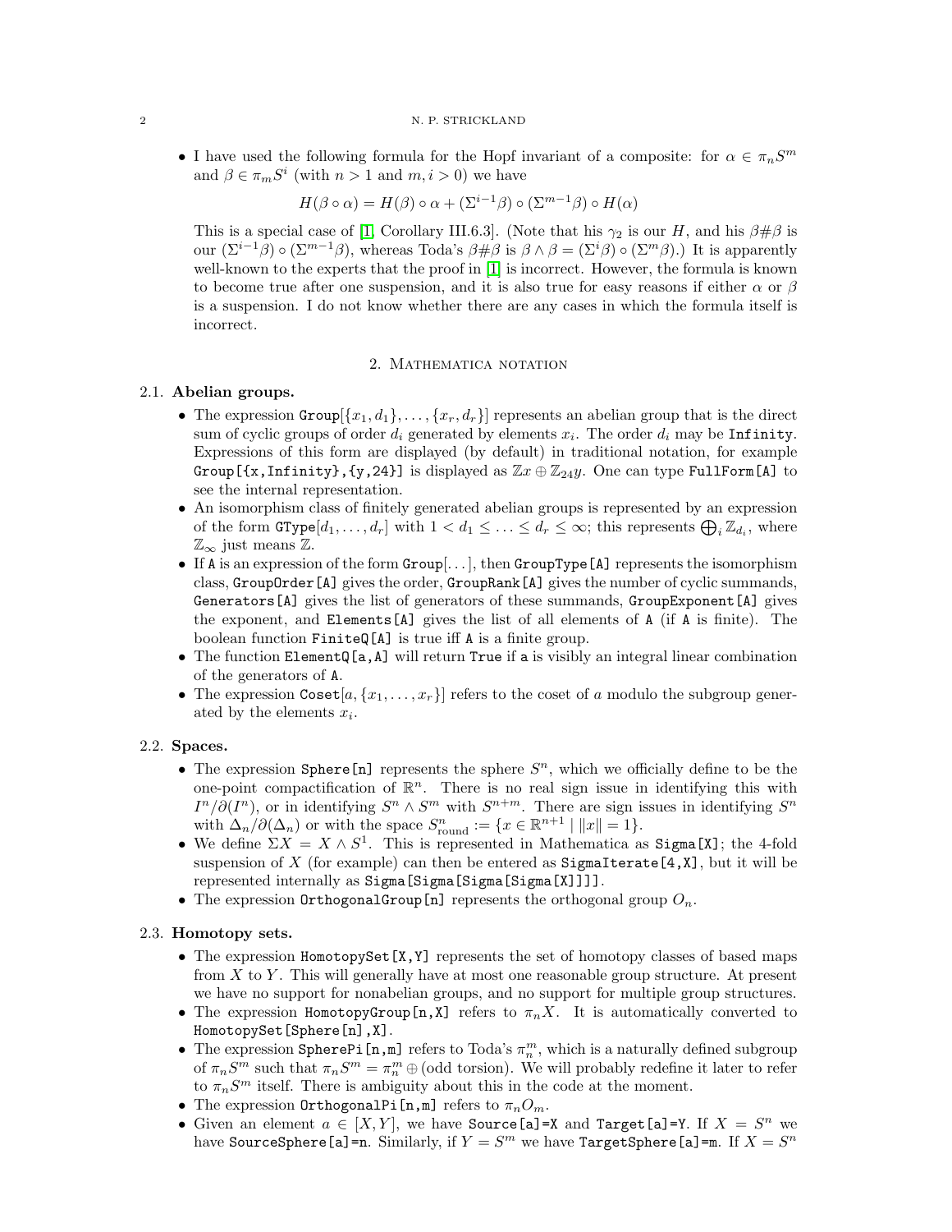- I have used the following formula for the Hopf invariant of a composite: for $\alpha \in \pi_n S^m$ and $\beta \in \pi_m S^i$ (with $n > 1$ and $m, i > 0$) we have

$$H(\beta \circ \alpha) = H(\beta) \circ \alpha + (\Sigma^{i-1}\beta) \circ (\Sigma^{m-1}\beta) \circ H(\alpha)$$

This is a special case of [1, Corollary III.6.3]. (Note that his $\gamma_2$ is our $H$, and his $\beta\#\beta$ is our $(\Sigma^{i-1}\beta) \circ (\Sigma^{m-1}\beta)$, whereas Toda's $\beta\#\beta$ is $\beta \wedge \beta = (\Sigma^i \beta) \circ (\Sigma^m \beta)$.) It is apparently well-known to the experts that the proof in [1] is incorrect. However, the formula is known to become true after one suspension, and it is also true for easy reasons if either $\alpha$ or $\beta$ is a suspension. I do not know whether there are any cases in which the formula itself is incorrect.

## 2. Mathematica notation

### 2.1. Abelian groups.

- The expression `Group`$[\{x_1, d_1\}, \ldots, \{x_r, d_r\}]$ represents an abelian group that is the direct sum of cyclic groups of order $d_i$ generated by elements $x_i$. The order $d_i$ may be `Infinity`. Expressions of this form are displayed (by default) in traditional notation, for example `Group[{x,Infinity},{y,24}]` is displayed as $\mathbb{Z}x \oplus \mathbb{Z}_{24}y$. One can type `FullForm[A]` to see the internal representation.
- An isomorphism class of finitely generated abelian groups is represented by an expression of the form `GType`$[d_1, \ldots, d_r]$ with $1 < d_1 \leq \ldots \leq d_r \leq \infty$; this represents $\bigoplus_i \mathbb{Z}_{d_i}$, where $\mathbb{Z}_\infty$ just means $\mathbb{Z}$.
- If `A` is an expression of the form `Group`$[\ldots]$, then `GroupType[A]` represents the isomorphism class, `GroupOrder[A]` gives the order, `GroupRank[A]` gives the number of cyclic summands, `Generators[A]` gives the list of generators of these summands, `GroupExponent[A]` gives the exponent, and `Elements[A]` gives the list of all elements of `A` (if `A` is finite). The boolean function `FiniteQ[A]` is true iff `A` is a finite group.
- The function `ElementQ[a,A]` will return `True` if `a` is visibly an integral linear combination of the generators of `A`.
- The expression `Coset`$[a, \{x_1, \ldots, x_r\}]$ refers to the coset of $a$ modulo the subgroup generated by the elements $x_i$.

### 2.2. Spaces.

- The expression `Sphere[n]` represents the sphere $S^n$, which we officially define to be the one-point compactification of $\mathbb{R}^n$. There is no real sign issue in identifying this with $I^n/\partial(I^n)$, or in identifying $S^n \wedge S^m$ with $S^{n+m}$. There are sign issues in identifying $S^n$ with $\Delta_n/\partial(\Delta_n)$ or with the space $S^n_{\text{round}} := \{x \in \mathbb{R}^{n+1} \mid \|x\| = 1\}$.
- We define $\Sigma X = X \wedge S^1$. This is represented in Mathematica as `Sigma[X]`; the 4-fold suspension of $X$ (for example) can then be entered as `SigmaIterate[4,X]`, but it will be represented internally as `Sigma[Sigma[Sigma[Sigma[X]]]]`.
- The expression `OrthogonalGroup[n]` represents the orthogonal group $O_n$.

### 2.3. Homotopy sets.

- The expression `HomotopySet[X,Y]` represents the set of homotopy classes of based maps from $X$ to $Y$. This will generally have at most one reasonable group structure. At present we have no support for nonabelian groups, and no support for multiple group structures.
- The expression `HomotopyGroup[n,X]` refers to $\pi_n X$. It is automatically converted to `HomotopySet[Sphere[n],X]`.
- The expression `SpherePi[n,m]` refers to Toda's $\pi_n^m$, which is a naturally defined subgroup of $\pi_n S^m$ such that $\pi_n S^m = \pi_n^m \oplus$ (odd torsion). We will probably redefine it later to refer to $\pi_n S^m$ itself. There is ambiguity about this in the code at the moment.
- The expression `OrthogonalPi[n,m]` refers to $\pi_n O_m$.
- Given an element $a \in [X, Y]$, we have `Source[a]=X` and `Target[a]=Y`. If $X = S^n$ we have `SourceSphere[a]=n`. Similarly, if $Y = S^m$ we have `TargetSphere[a]=m`. If $X = S^n$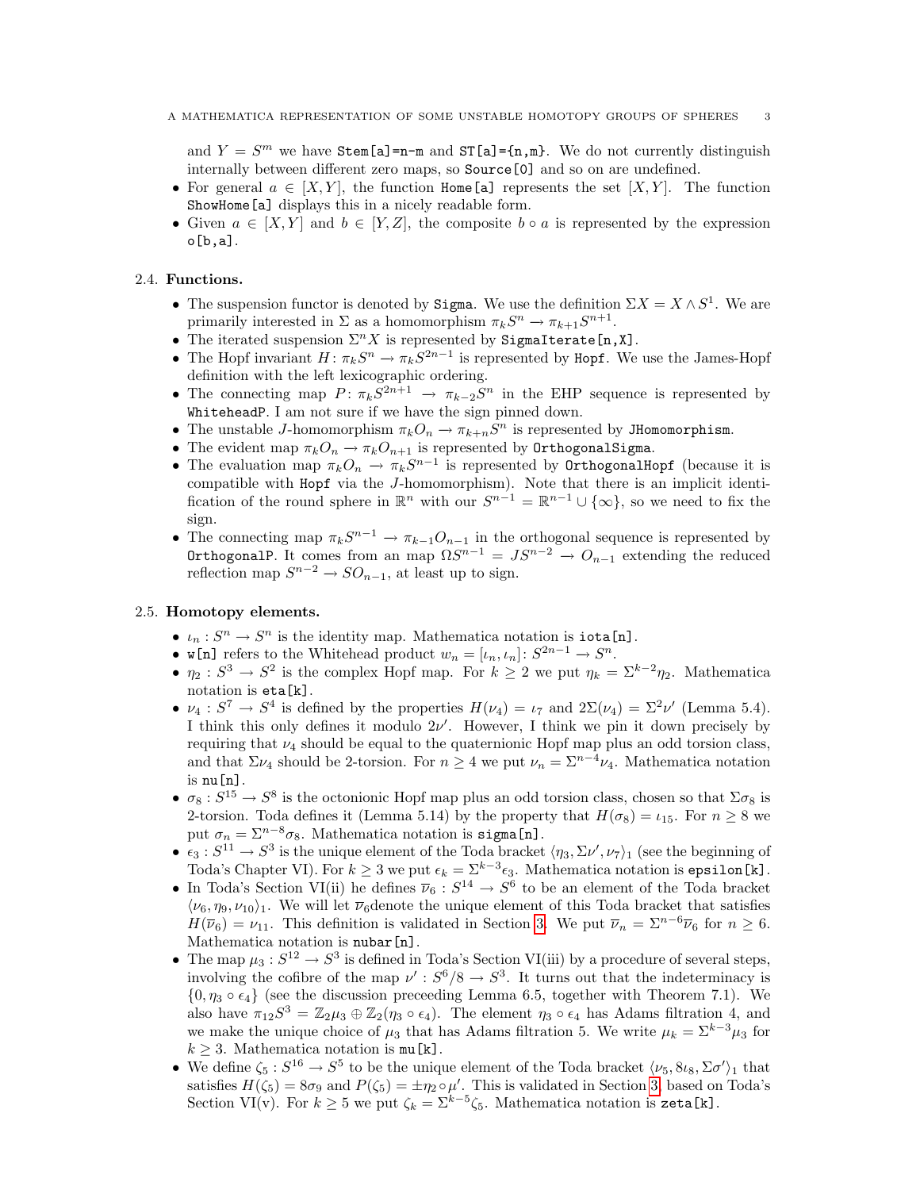and $Y = S^m$ we have `Stem[a]=n-m` and `ST[a]={n,m}`. We do not currently distinguish internally between different zero maps, so `Source[0]` and so on are undefined.

- For general $a \in [X, Y]$, the function `Home[a]` represents the set $[X, Y]$. The function `ShowHome[a]` displays this in a nicely readable form.
- Given $a \in [X, Y]$ and $b \in [Y, Z]$, the composite $b \circ a$ is represented by the expression `o[b,a]`.

### 2.4. Functions.

- The suspension functor is denoted by `Sigma`. We use the definition $\Sigma X = X \wedge S^1$. We are primarily interested in $\Sigma$ as a homomorphism $\pi_k S^n \to \pi_{k+1} S^{n+1}$.
- The iterated suspension $\Sigma^n X$ is represented by `SigmaIterate[n,X]`.
- The Hopf invariant $H \colon \pi_k S^n \to \pi_k S^{2n-1}$ is represented by `Hopf`. We use the James-Hopf definition with the left lexicographic ordering.
- The connecting map $P \colon \pi_k S^{2n+1} \to \pi_{k-2} S^n$ in the EHP sequence is represented by `WhiteheadP`. I am not sure if we have the sign pinned down.
- The unstable $J$-homomorphism $\pi_k O_n \to \pi_{k+n} S^n$ is represented by `JHomomorphism`.
- The evident map $\pi_k O_n \to \pi_k O_{n+1}$ is represented by `OrthogonalSigma`.
- The evaluation map $\pi_k O_n \to \pi_k S^{n-1}$ is represented by `OrthogonalHopf` (because it is compatible with `Hopf` via the $J$-homomorphism). Note that there is an implicit identification of the round sphere in $\mathbb{R}^n$ with our $S^{n-1} = \mathbb{R}^{n-1} \cup \{\infty\}$, so we need to fix the sign.
- The connecting map $\pi_k S^{n-1} \to \pi_{k-1} O_{n-1}$ in the orthogonal sequence is represented by `OrthogonalP`. It comes from an map $\Omega S^{n-1} = JS^{n-2} \to O_{n-1}$ extending the reduced reflection map $S^{n-2} \to SO_{n-1}$, at least up to sign.

### 2.5. Homotopy elements.

- $\iota_n : S^n \to S^n$ is the identity map. Mathematica notation is `iota[n]`.
- `w[n]` refers to the Whitehead product $w_n = [\iota_n, \iota_n] \colon S^{2n-1} \to S^n$.
- $\eta_2 : S^3 \to S^2$ is the complex Hopf map. For $k \geq 2$ we put $\eta_k = \Sigma^{k-2}\eta_2$. Mathematica notation is `eta[k]`.
- $\nu_4 : S^7 \to S^4$ is defined by the properties $H(\nu_4) = \iota_7$ and $2\Sigma(\nu_4) = \Sigma^2\nu'$ (Lemma 5.4). I think this only defines it modulo $2\nu'$. However, I think we pin it down precisely by requiring that $\nu_4$ should be equal to the quaternionic Hopf map plus an odd torsion class, and that $\Sigma\nu_4$ should be 2-torsion. For $n \geq 4$ we put $\nu_n = \Sigma^{n-4}\nu_4$. Mathematica notation is `nu[n]`.
- $\sigma_8 : S^{15} \to S^8$ is the octonionic Hopf map plus an odd torsion class, chosen so that $\Sigma\sigma_8$ is 2-torsion. Toda defines it (Lemma 5.14) by the property that $H(\sigma_8) = \iota_{15}$. For $n \geq 8$ we put $\sigma_n = \Sigma^{n-8}\sigma_8$. Mathematica notation is `sigma[n]`.
- $\epsilon_3 : S^{11} \to S^3$ is the unique element of the Toda bracket $\langle \eta_3, \Sigma\nu', \nu_7 \rangle_1$ (see the beginning of Toda's Chapter VI). For $k \geq 3$ we put $\epsilon_k = \Sigma^{k-3}\epsilon_3$. Mathematica notation is `epsilon[k]`.
- In Toda's Section VI(ii) he defines $\overline{\nu}_6 : S^{14} \to S^6$ to be an element of the Toda bracket $\langle \nu_6, \eta_9, \nu_{10} \rangle_1$. We will let $\overline{\nu}_6$denote the unique element of this Toda bracket that satisfies $H(\overline{\nu}_6) = \nu_{11}$. This definition is validated in Section 3. We put $\overline{\nu}_n = \Sigma^{n-6}\overline{\nu}_6$ for $n \geq 6$. Mathematica notation is `nubar[n]`.
- The map $\mu_3 : S^{12} \to S^3$ is defined in Toda's Section VI(iii) by a procedure of several steps, involving the cofibre of the map $\nu' : S^6/8 \to S^3$. It turns out that the indeterminacy is $\{0, \eta_3 \circ \epsilon_4\}$ (see the discussion preceeding Lemma 6.5, together with Theorem 7.1). We also have $\pi_{12}S^3 = \mathbb{Z}_2\mu_3 \oplus \mathbb{Z}_2(\eta_3 \circ \epsilon_4)$. The element $\eta_3 \circ \epsilon_4$ has Adams filtration 4, and we make the unique choice of $\mu_3$ that has Adams filtration 5. We write $\mu_k = \Sigma^{k-3}\mu_3$ for $k \geq 3$. Mathematica notation is `mu[k]`.
- We define $\zeta_5 : S^{16} \to S^5$ to be the unique element of the Toda bracket $\langle \nu_5, 8\iota_8, \Sigma\sigma' \rangle_1$ that satisfies $H(\zeta_5) = 8\sigma_9$ and $P(\zeta_5) = \pm\eta_2 \circ \mu'$. This is validated in Section 3, based on Toda's Section VI(v). For $k \geq 5$ we put $\zeta_k = \Sigma^{k-5}\zeta_5$. Mathematica notation is `zeta[k]`.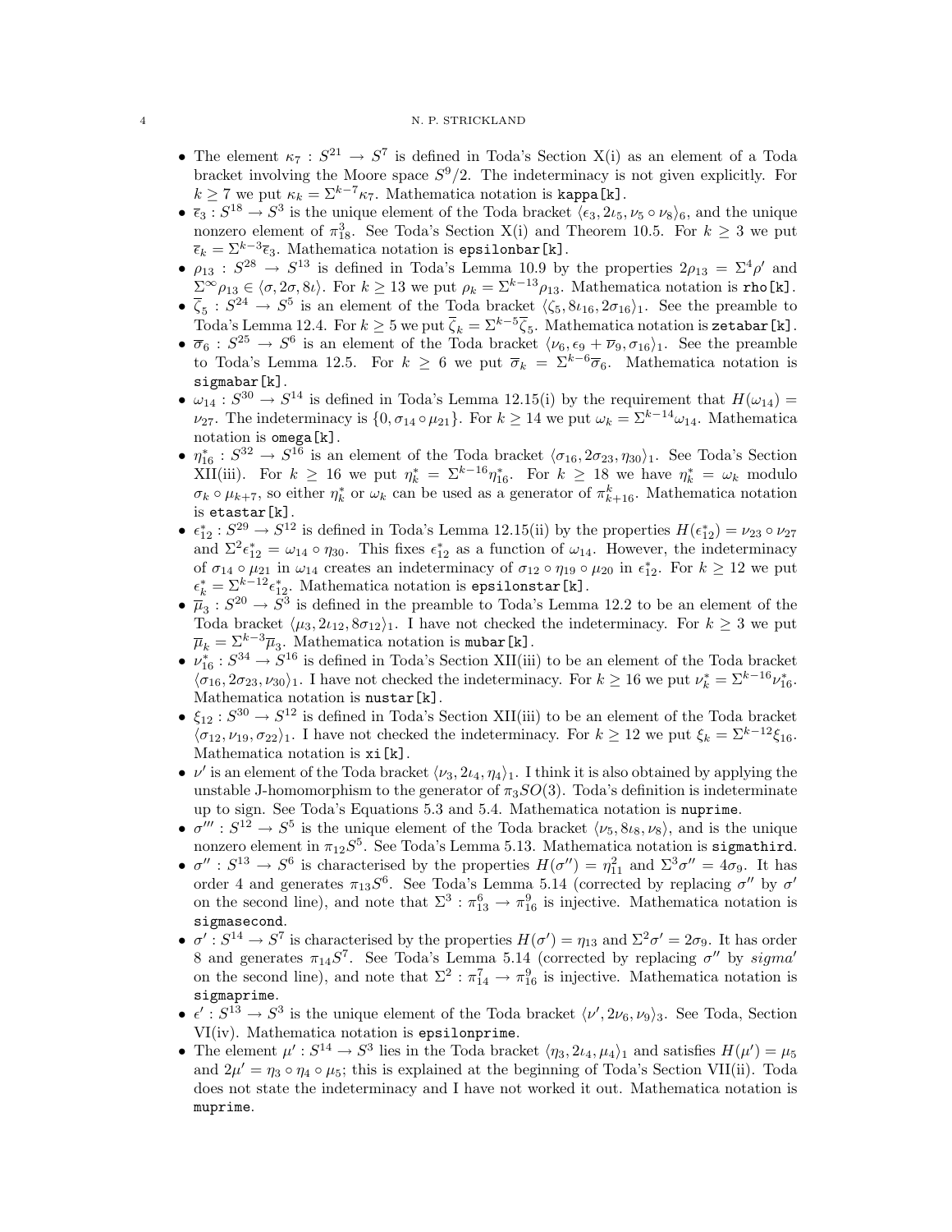- The element $\kappa_7 : S^{21} \to S^7$ is defined in Toda's Section X(i) as an element of a Toda bracket involving the Moore space $S^9/2$. The indeterminacy is not given explicitly. For $k \geq 7$ we put $\kappa_k = \Sigma^{k-7}\kappa_7$. Mathematica notation is `kappa[k]`.
- $\overline{\epsilon}_3 : S^{18} \to S^3$ is the unique element of the Toda bracket $\langle \epsilon_3, 2\iota_5, \nu_5 \circ \nu_8 \rangle_6$, and the unique nonzero element of $\pi^3_{18}$. See Toda's Section X(i) and Theorem 10.5. For $k \geq 3$ we put $\overline{\epsilon}_k = \Sigma^{k-3}\overline{\epsilon}_3$. Mathematica notation is `epsilonbar[k]`.
- $\rho_{13} : S^{28} \to S^{13}$ is defined in Toda's Lemma 10.9 by the properties $2\rho_{13} = \Sigma^4 \rho'$ and $\Sigma^\infty \rho_{13} \in \langle \sigma, 2\sigma, 8\iota \rangle$. For $k \geq 13$ we put $\rho_k = \Sigma^{k-13}\rho_{13}$. Mathematica notation is `rho[k]`.
- $\overline{\zeta}_5 : S^{24} \to S^5$ is an element of the Toda bracket $\langle \zeta_5, 8\iota_{16}, 2\sigma_{16} \rangle_1$. See the preamble to Toda's Lemma 12.4. For $k \geq 5$ we put $\overline{\zeta}_k = \Sigma^{k-5}\overline{\zeta}_5$. Mathematica notation is `zetabar[k]`.
- $\overline{\sigma}_6 : S^{25} \to S^6$ is an element of the Toda bracket $\langle \nu_6, \epsilon_9 + \overline{\nu}_9, \sigma_{16} \rangle_1$. See the preamble to Toda's Lemma 12.5. For $k \geq 6$ we put $\overline{\sigma}_k = \Sigma^{k-6}\overline{\sigma}_6$. Mathematica notation is `sigmabar[k]`.
- $\omega_{14} : S^{30} \to S^{14}$ is defined in Toda's Lemma 12.15(i) by the requirement that $H(\omega_{14}) = \nu_{27}$. The indeterminacy is $\{0, \sigma_{14} \circ \mu_{21}\}$. For $k \geq 14$ we put $\omega_k = \Sigma^{k-14}\omega_{14}$. Mathematica notation is `omega[k]`.
- $\eta^*_{16} : S^{32} \to S^{16}$ is an element of the Toda bracket $\langle \sigma_{16}, 2\sigma_{23}, \eta_{30} \rangle_1$. See Toda's Section XII(iii). For $k \geq 16$ we put $\eta^*_k = \Sigma^{k-16}\eta^*_{16}$. For $k \geq 18$ we have $\eta^*_k = \omega_k$ modulo $\sigma_k \circ \mu_{k+7}$, so either $\eta^*_k$ or $\omega_k$ can be used as a generator of $\pi^k_{k+16}$. Mathematica notation is `etastar[k]`.
- $\epsilon^*_{12} : S^{29} \to S^{12}$ is defined in Toda's Lemma 12.15(ii) by the properties $H(\epsilon^*_{12}) = \nu_{23} \circ \nu_{27}$ and $\Sigma^2 \epsilon^*_{12} = \omega_{14} \circ \eta_{30}$. This fixes $\epsilon^*_{12}$ as a function of $\omega_{14}$. However, the indeterminacy of $\sigma_{14} \circ \mu_{21}$ in $\omega_{14}$ creates an indeterminacy of $\sigma_{12} \circ \eta_{19} \circ \mu_{20}$ in $\epsilon^*_{12}$. For $k \geq 12$ we put $\epsilon^*_k = \Sigma^{k-12}\epsilon^*_{12}$. Mathematica notation is `epsilonstar[k]`.
- $\overline{\mu}_3 : S^{20} \to S^3$ is defined in the preamble to Toda's Lemma 12.2 to be an element of the Toda bracket $\langle \mu_3, 2\iota_{12}, 8\sigma_{12} \rangle_1$. I have not checked the indeterminacy. For $k \geq 3$ we put $\overline{\mu}_k = \Sigma^{k-3}\overline{\mu}_3$. Mathematica notation is `mubar[k]`.
- $\nu^*_{16} : S^{34} \to S^{16}$ is defined in Toda's Section XII(iii) to be an element of the Toda bracket $\langle \sigma_{16}, 2\sigma_{23}, \nu_{30} \rangle_1$. I have not checked the indeterminacy. For $k \geq 16$ we put $\nu^*_k = \Sigma^{k-16}\nu^*_{16}$. Mathematica notation is `nustar[k]`.
- $\xi_{12} : S^{30} \to S^{12}$ is defined in Toda's Section XII(iii) to be an element of the Toda bracket $\langle \sigma_{12}, \nu_{19}, \sigma_{22} \rangle_1$. I have not checked the indeterminacy. For $k \geq 12$ we put $\xi_k = \Sigma^{k-12}\xi_{16}$. Mathematica notation is `xi[k]`.
- $\nu'$ is an element of the Toda bracket $\langle \nu_3, 2\iota_4, \eta_4 \rangle_1$. I think it is also obtained by applying the unstable J-homomorphism to the generator of $\pi_3 SO(3)$. Toda's definition is indeterminate up to sign. See Toda's Equations 5.3 and 5.4. Mathematica notation is `nuprime`.
- $\sigma''' : S^{12} \to S^5$ is the unique element of the Toda bracket $\langle \nu_5, 8\iota_8, \nu_8 \rangle$, and is the unique nonzero element in $\pi_{12}S^5$. See Toda's Lemma 5.13. Mathematica notation is `sigmathird`.
- $\sigma'' : S^{13} \to S^6$ is characterised by the properties $H(\sigma'') = \eta^2_{11}$ and $\Sigma^3 \sigma'' = 4\sigma_9$. It has order 4 and generates $\pi_{13}S^6$. See Toda's Lemma 5.14 (corrected by replacing $\sigma''$ by $\sigma'$ on the second line), and note that $\Sigma^3 : \pi^6_{13} \to \pi^9_{16}$ is injective. Mathematica notation is `sigmasecond`.
- $\sigma' : S^{14} \to S^7$ is characterised by the properties $H(\sigma') = \eta_{13}$ and $\Sigma^2 \sigma' = 2\sigma_9$. It has order 8 and generates $\pi_{14}S^7$. See Toda's Lemma 5.14 (corrected by replacing $\sigma''$ by $sigma'$ on the second line), and note that $\Sigma^2 : \pi^7_{14} \to \pi^9_{16}$ is injective. Mathematica notation is `sigmaprime`.
- $\epsilon' : S^{13} \to S^3$ is the unique element of the Toda bracket $\langle \nu', 2\nu_6, \nu_9 \rangle_3$. See Toda, Section VI(iv). Mathematica notation is `epsilonprime`.
- The element $\mu' : S^{14} \to S^3$ lies in the Toda bracket $\langle \eta_3, 2\iota_4, \mu_4 \rangle_1$ and satisfies $H(\mu') = \mu_5$ and $2\mu' = \eta_3 \circ \eta_4 \circ \mu_5$; this is explained at the beginning of Toda's Section VII(ii). Toda does not state the indeterminacy and I have not worked it out. Mathematica notation is `muprime`.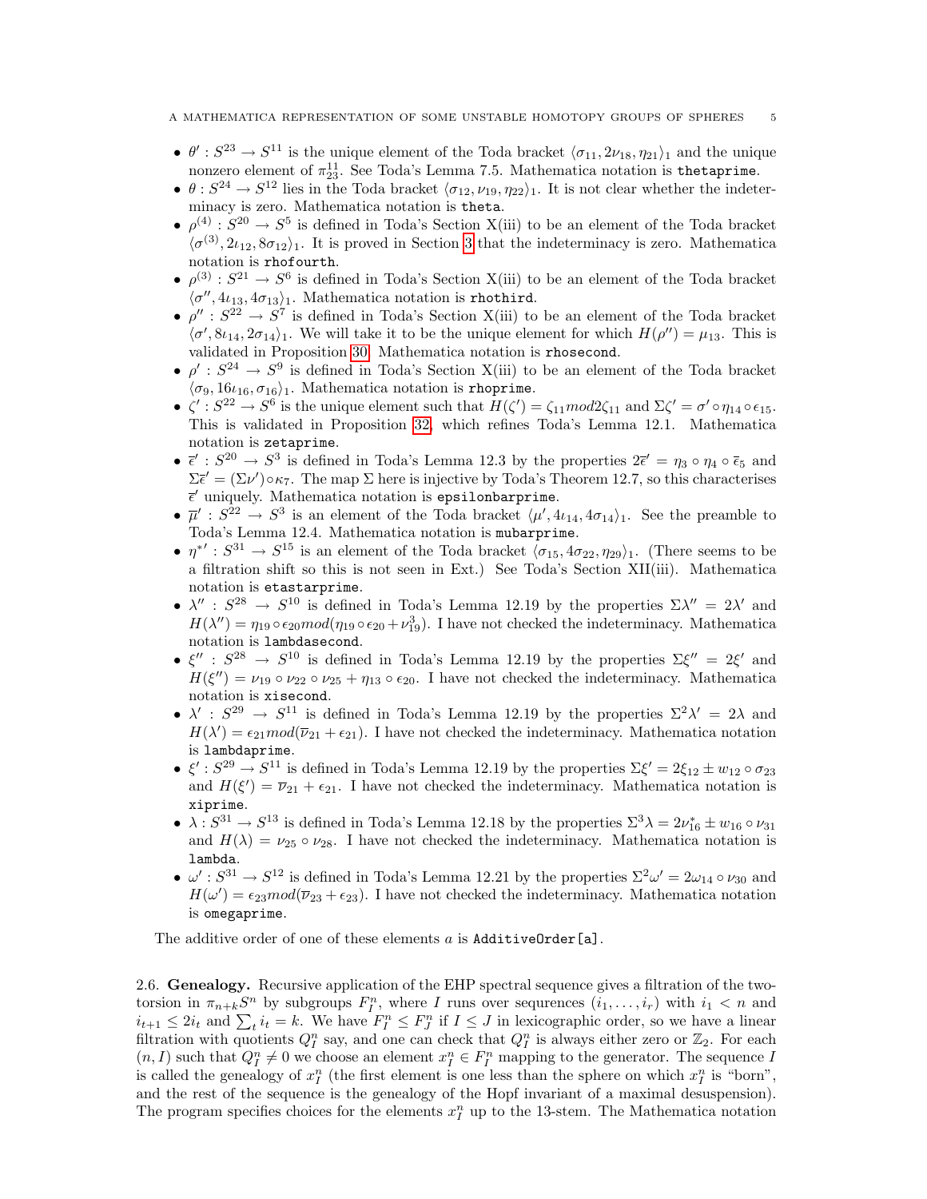- $\theta' : S^{23} \to S^{11}$ is the unique element of the Toda bracket $\langle \sigma_{11}, 2\nu_{18}, \eta_{21} \rangle_1$ and the unique nonzero element of $\pi^{11}_{23}$. See Toda's Lemma 7.5. Mathematica notation is `thetaprime`.
- $\theta : S^{24} \to S^{12}$ lies in the Toda bracket $\langle \sigma_{12}, \nu_{19}, \eta_{22} \rangle_1$. It is not clear whether the indeterminacy is zero. Mathematica notation is `theta`.
- $\rho^{(4)} : S^{20} \to S^5$ is defined in Toda's Section X(iii) to be an element of the Toda bracket $\langle \sigma^{(3)}, 2\iota_{12}, 8\sigma_{12} \rangle_1$. It is proved in Section 3 that the indeterminacy is zero. Mathematica notation is `rhofourth`.
- $\rho^{(3)} : S^{21} \to S^6$ is defined in Toda's Section X(iii) to be an element of the Toda bracket $\langle \sigma'', 4\iota_{13}, 4\sigma_{13} \rangle_1$. Mathematica notation is `rhothird`.
- $\rho'' : S^{22} \to S^7$ is defined in Toda's Section X(iii) to be an element of the Toda bracket $\langle \sigma', 8\iota_{14}, 2\sigma_{14} \rangle_1$. We will take it to be the unique element for which $H(\rho'') = \mu_{13}$. This is validated in Proposition 30. Mathematica notation is `rhosecond`.
- $\rho' : S^{24} \to S^9$ is defined in Toda's Section X(iii) to be an element of the Toda bracket $\langle \sigma_9, 16\iota_{16}, \sigma_{16} \rangle_1$. Mathematica notation is `rhoprime`.
- $\zeta' : S^{22} \to S^6$ is the unique element such that $H(\zeta') = \zeta_{11} mod 2\zeta_{11}$ and $\Sigma\zeta' = \sigma' \circ \eta_{14} \circ \epsilon_{15}$. This is validated in Proposition 32, which refines Toda's Lemma 12.1. Mathematica notation is `zetaprime`.
- $\overline{\epsilon}' : S^{20} \to S^3$ is defined in Toda's Lemma 12.3 by the properties $2\overline{\epsilon}' = \eta_3 \circ \eta_4 \circ \overline{\epsilon}_5$ and $\Sigma\overline{\epsilon}' = (\Sigma\nu') \circ \kappa_7$. The map $\Sigma$ here is injective by Toda's Theorem 12.7, so this characterises $\overline{\epsilon}'$ uniquely. Mathematica notation is `epsilonbarprime`.
- $\overline{\mu}' : S^{22} \to S^3$ is an element of the Toda bracket $\langle \mu', 4\iota_{14}, 4\sigma_{14} \rangle_1$. See the preamble to Toda's Lemma 12.4. Mathematica notation is `mubarprime`.
- $\eta^{*\prime} : S^{31} \to S^{15}$ is an element of the Toda bracket $\langle \sigma_{15}, 4\sigma_{22}, \eta_{29} \rangle_1$. (There seems to be a filtration shift so this is not seen in Ext.) See Toda's Section XII(iii). Mathematica notation is `etastarprime`.
- $\lambda'' : S^{28} \to S^{10}$ is defined in Toda's Lemma 12.19 by the properties $\Sigma\lambda'' = 2\lambda'$ and $H(\lambda'') = \eta_{19} \circ \epsilon_{20} mod(\eta_{19} \circ \epsilon_{20} + \nu^3_{19})$. I have not checked the indeterminacy. Mathematica notation is `lambdasecond`.
- $\xi'' : S^{28} \to S^{10}$ is defined in Toda's Lemma 12.19 by the properties $\Sigma\xi'' = 2\xi'$ and $H(\xi'') = \nu_{19} \circ \nu_{22} \circ \nu_{25} + \eta_{13} \circ \epsilon_{20}$. I have not checked the indeterminacy. Mathematica notation is `xisecond`.
- $\lambda' : S^{29} \to S^{11}$ is defined in Toda's Lemma 12.19 by the properties $\Sigma^2\lambda' = 2\lambda$ and $H(\lambda') = \epsilon_{21} mod(\overline{\nu}_{21} + \epsilon_{21})$. I have not checked the indeterminacy. Mathematica notation is `lambdaprime`.
- $\xi' : S^{29} \to S^{11}$ is defined in Toda's Lemma 12.19 by the properties $\Sigma\xi' = 2\xi_{12} \pm w_{12} \circ \sigma_{23}$ and $H(\xi') = \overline{\nu}_{21} + \epsilon_{21}$. I have not checked the indeterminacy. Mathematica notation is `xiprime`.
- $\lambda : S^{31} \to S^{13}$ is defined in Toda's Lemma 12.18 by the properties $\Sigma^3\lambda = 2\nu^*_{16} \pm w_{16} \circ \nu_{31}$ and $H(\lambda) = \nu_{25} \circ \nu_{28}$. I have not checked the indeterminacy. Mathematica notation is `lambda`.
- $\omega' : S^{31} \to S^{12}$ is defined in Toda's Lemma 12.21 by the properties $\Sigma^2\omega' = 2\omega_{14} \circ \nu_{30}$ and $H(\omega') = \epsilon_{23} mod(\overline{\nu}_{23} + \epsilon_{23})$. I have not checked the indeterminacy. Mathematica notation is `omegaprime`.

The additive order of one of these elements $a$ is `AdditiveOrder[a]`.

2.6. **Genealogy.** Recursive application of the EHP spectral sequence gives a filtration of the two-torsion in $\pi_{n+k}S^n$ by subgroups $F^n_I$, where $I$ runs over sequences $(i_1, \ldots, i_r)$ with $i_1 < n$ and $i_{t+1} \leq 2i_t$ and $\sum_t i_t = k$. We have $F^n_I \leq F^n_J$ if $I \leq J$ in lexicographic order, so we have a linear filtration with quotients $Q^n_I$ say, and one can check that $Q^n_I$ is always either zero or $\mathbb{Z}_2$. For each $(n, I)$ such that $Q^n_I \neq 0$ we choose an element $x^n_I \in F^n_I$ mapping to the generator. The sequence $I$ is called the genealogy of $x^n_I$ (the first element is one less than the sphere on which $x^n_I$ is "born", and the rest of the sequence is the genealogy of the Hopf invariant of a maximal desuspension). The program specifies choices for the elements $x^n_I$ up to the 13-stem. The Mathematica notation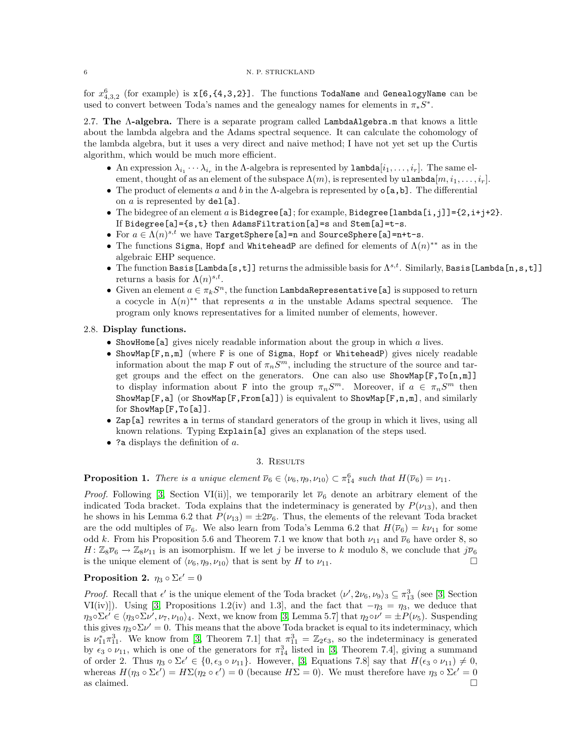for $x^6_{4,3,2}$ (for example) is `x[6,{4,3,2}]`. The functions `TodaName` and `GenealogyName` can be used to convert between Toda's names and the genealogy names for elements in $\pi_* S^*$.

**2.7. The Λ-algebra.** There is a separate program called `LambdaAlgebra.m` that knows a little about the lambda algebra and the Adams spectral sequence. It can calculate the cohomology of the lambda algebra, but it uses a very direct and naive method; I have not yet set up the Curtis algorithm, which would be much more efficient.

- An expression $\lambda_{i_1} \cdots \lambda_{i_r}$ in the Λ-algebra is represented by $\texttt{lambda}[i_1, \ldots, i_r]$. The same element, thought of as an element of the subspace $\Lambda(m)$, is represented by $\texttt{ulambda}[m, i_1, \ldots, i_r]$.
- The product of elements $a$ and $b$ in the Λ-algebra is represented by `o[a,b]`. The differential on $a$ is represented by `del[a]`.
- The bidegree of an element $a$ is `Bidegree[a]`; for example, `Bidegree[lambda[i,j]]={2,i+j+2}`. If `Bidegree[a]={s,t}` then `AdamsFiltration[a]=s` and `Stem[a]=t-s`.
- For $a \in \Lambda(n)^{s,t}$ we have `TargetSphere[a]=n` and `SourceSphere[a]=n+t-s`.
- The functions `Sigma`, `Hopf` and `WhiteheadP` are defined for elements of $\Lambda(n)^{**}$ as in the algebraic EHP sequence.
- The function `Basis[Lambda[s,t]]` returns the admissible basis for $\Lambda^{s,t}$. Similarly, `Basis[Lambda[n,s,t]]` returns a basis for $\Lambda(n)^{s,t}$.
- Given an element $a \in \pi_k S^n$, the function `LambdaRepresentative[a]` is supposed to return a cocycle in $\Lambda(n)^{**}$ that represents $a$ in the unstable Adams spectral sequence. The program only knows representatives for a limited number of elements, however.

**2.8. Display functions.**

- `ShowHome[a]` gives nicely readable information about the group in which $a$ lives.
- `ShowMap[F,n,m]` (where `F` is one of `Sigma`, `Hopf` or `WhiteheadP`) gives nicely readable information about the map `F` out of $\pi_n S^m$, including the structure of the source and target groups and the effect on the generators. One can also use `ShowMap[F,To[n,m]]` to display information about `F` into the group $\pi_n S^m$. Moreover, if $a \in \pi_n S^m$ then `ShowMap[F,a]` (or `ShowMap[F,From[a]]`) is equivalent to `ShowMap[F,n,m]`, and similarly for `ShowMap[F,To[a]]`.
- `Zap[a]` rewrites `a` in terms of standard generators of the group in which it lives, using all known relations. Typing `Explain[a]` gives an explanation of the steps used.
- `?a` displays the definition of $a$.

## 3. Results

**Proposition 1.** *There is a unique element $\overline{\nu}_6 \in \langle \nu_6, \eta_9, \nu_{10} \rangle \subset \pi^6_{14}$ such that $H(\overline{\nu}_6) = \nu_{11}$.*

*Proof.* Following [3, Section VI(ii)], we temporarily let $\overline{\nu}_6$ denote an arbitrary element of the indicated Toda bracket. Toda explains that the indeterminacy is generated by $P(\nu_{13})$, and then he shows in his Lemma 6.2 that $P(\nu_{13}) = \pm 2\overline{\nu}_6$. Thus, the elements of the relevant Toda bracket are the odd multiples of $\overline{\nu}_6$. We also learn from Toda's Lemma 6.2 that $H(\overline{\nu}_6) = k\nu_{11}$ for some odd $k$. From his Proposition 5.6 and Theorem 7.1 we know that both $\nu_{11}$ and $\overline{\nu}_6$ have order 8, so $H\colon \mathbb{Z}_8\overline{\nu}_6 \to \mathbb{Z}_8\nu_{11}$ is an isomorphism. If we let $j$ be inverse to $k$ modulo 8, we conclude that $j\overline{\nu}_6$ is the unique element of $\langle \nu_6, \eta_9, \nu_{10} \rangle$ that is sent by $H$ to $\nu_{11}$. □

**Proposition 2.** $\eta_3 \circ \Sigma\epsilon' = 0$

*Proof.* Recall that $\epsilon'$ is the unique element of the Toda bracket $\langle \nu', 2\nu_6, \nu_9 \rangle_3 \subseteq \pi^3_{13}$ (see [3, Section VI(iv)]). Using [3, Propositions 1.2(iv) and 1.3], and the fact that $-\eta_3 = \eta_3$, we deduce that $\eta_3 \circ \Sigma\epsilon' \in \langle \eta_3 \circ \Sigma\nu', \nu_7, \nu_{10} \rangle_4$. Next, we know from [3, Lemma 5.7] that $\eta_2 \circ \nu' = \pm P(\nu_5)$. Suspending this gives $\eta_3 \circ \Sigma\nu' = 0$. This means that the above Toda bracket is equal to its indeterminacy, which is $\nu^*_{11}\pi^3_{11}$. We know from [3, Theorem 7.1] that $\pi^3_{11} = \mathbb{Z}_2\epsilon_3$, so the indeterminacy is generated by $\epsilon_3 \circ \nu_{11}$, which is one of the generators for $\pi^3_{14}$ listed in [3, Theorem 7.4], giving a summand of order 2. Thus $\eta_3 \circ \Sigma\epsilon' \in \{0, \epsilon_3 \circ \nu_{11}\}$. However, [3, Equations 7.8] say that $H(\epsilon_3 \circ \nu_{11}) \neq 0$, whereas $H(\eta_3 \circ \Sigma\epsilon') = H\Sigma(\eta_2 \circ \epsilon') = 0$ (because $H\Sigma = 0$). We must therefore have $\eta_3 \circ \Sigma\epsilon' = 0$ as claimed. □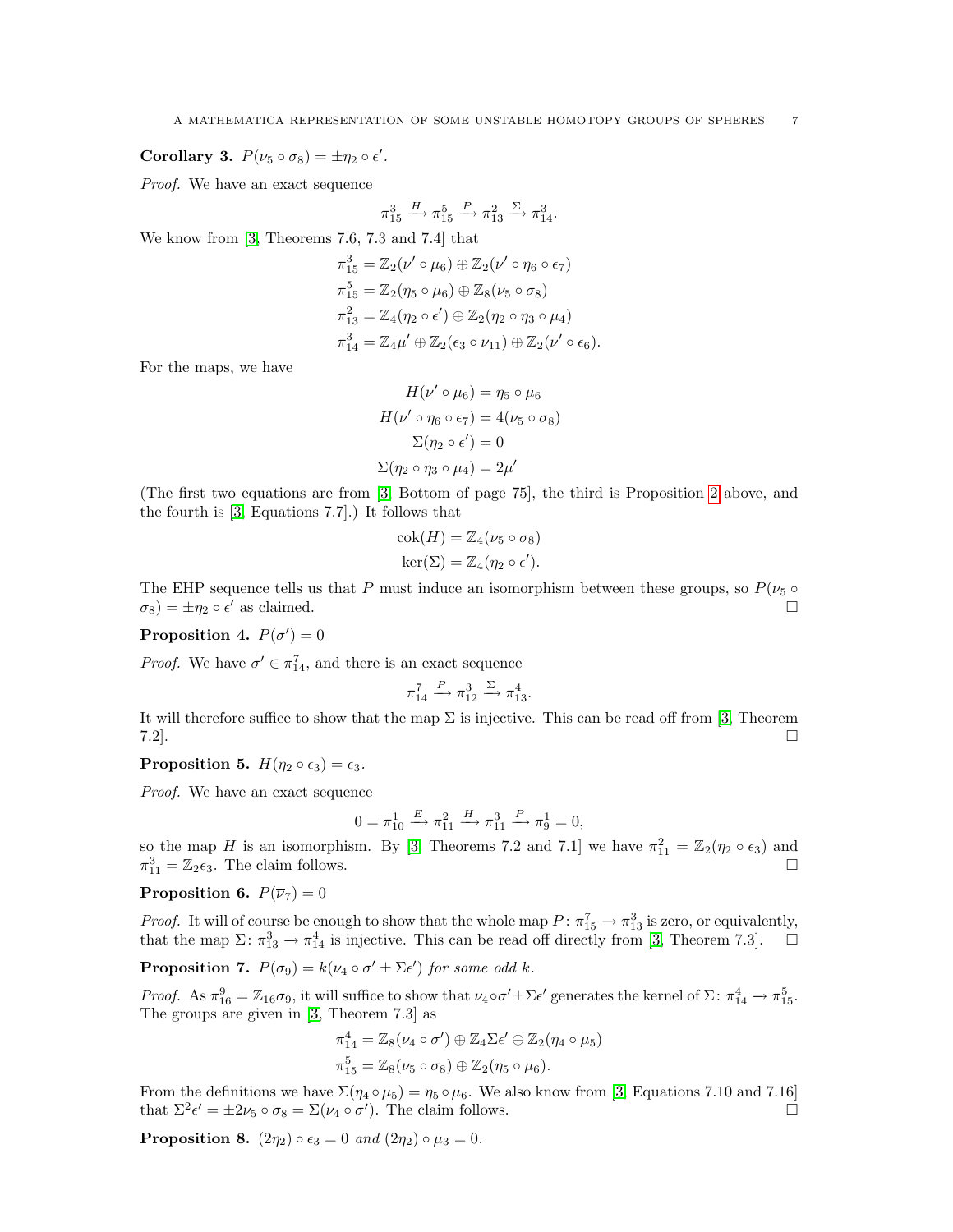**Corollary 3.** *$P(\nu_5 \circ \sigma_8) = \pm \eta_2 \circ \epsilon'$.*

*Proof.* We have an exact sequence

$$\pi^3_{15} \xrightarrow{H} \pi^5_{15} \xrightarrow{P} \pi^2_{13} \xrightarrow{\Sigma} \pi^3_{14}.$$

We know from [3, Theorems 7.6, 7.3 and 7.4] that

$$\begin{aligned}
\pi^3_{15} &= \mathbb{Z}_2(\nu' \circ \mu_6) \oplus \mathbb{Z}_2(\nu' \circ \eta_6 \circ \epsilon_7) \\
\pi^5_{15} &= \mathbb{Z}_2(\eta_5 \circ \mu_6) \oplus \mathbb{Z}_8(\nu_5 \circ \sigma_8) \\
\pi^2_{13} &= \mathbb{Z}_4(\eta_2 \circ \epsilon') \oplus \mathbb{Z}_2(\eta_2 \circ \eta_3 \circ \mu_4) \\
\pi^3_{14} &= \mathbb{Z}_4 \mu' \oplus \mathbb{Z}_2(\epsilon_3 \circ \nu_{11}) \oplus \mathbb{Z}_2(\nu' \circ \epsilon_6).
\end{aligned}$$

For the maps, we have

$$\begin{aligned}
H(\nu' \circ \mu_6) &= \eta_5 \circ \mu_6 \\
H(\nu' \circ \eta_6 \circ \epsilon_7) &= 4(\nu_5 \circ \sigma_8) \\
\Sigma(\eta_2 \circ \epsilon') &= 0 \\
\Sigma(\eta_2 \circ \eta_3 \circ \mu_4) &= 2\mu'
\end{aligned}$$

(The first two equations are from [3, Bottom of page 75], the third is Proposition 2 above, and the fourth is [3, Equations 7.7].) It follows that

$$\begin{aligned}
\text{cok}(H) &= \mathbb{Z}_4(\nu_5 \circ \sigma_8) \\
\ker(\Sigma) &= \mathbb{Z}_4(\eta_2 \circ \epsilon').
\end{aligned}$$

The EHP sequence tells us that $P$ must induce an isomorphism between these groups, so $P(\nu_5 \circ \sigma_8) = \pm \eta_2 \circ \epsilon'$ as claimed. □

**Proposition 4.** *$P(\sigma') = 0$*

*Proof.* We have $\sigma' \in \pi^7_{14}$, and there is an exact sequence

$$\pi^7_{14} \xrightarrow{P} \pi^3_{12} \xrightarrow{\Sigma} \pi^4_{13}.$$

It will therefore suffice to show that the map $\Sigma$ is injective. This can be read off from [3, Theorem 7.2]. □

**Proposition 5.** *$H(\eta_2 \circ \epsilon_3) = \epsilon_3$.*

*Proof.* We have an exact sequence

$$0 = \pi^1_{10} \xrightarrow{E} \pi^2_{11} \xrightarrow{H} \pi^3_{11} \xrightarrow{P} \pi^1_9 = 0,$$

so the map $H$ is an isomorphism. By [3, Theorems 7.2 and 7.1] we have $\pi^2_{11} = \mathbb{Z}_2(\eta_2 \circ \epsilon_3)$ and $\pi^3_{11} = \mathbb{Z}_2 \epsilon_3$. The claim follows. □

**Proposition 6.** *$P(\overline{\nu}_7) = 0$*

*Proof.* It will of course be enough to show that the whole map $P \colon \pi^7_{15} \to \pi^3_{13}$ is zero, or equivalently, that the map $\Sigma \colon \pi^3_{13} \to \pi^4_{14}$ is injective. This can be read off directly from [3, Theorem 7.3]. □

**Proposition 7.** *$P(\sigma_9) = k(\nu_4 \circ \sigma' \pm \Sigma\epsilon')$ for some odd $k$.*

*Proof.* As $\pi^9_{16} = \mathbb{Z}_{16}\sigma_9$, it will suffice to show that $\nu_4 \circ \sigma' \pm \Sigma\epsilon'$ generates the kernel of $\Sigma \colon \pi^4_{14} \to \pi^5_{15}$. The groups are given in [3, Theorem 7.3] as

$$\begin{aligned}
\pi^4_{14} &= \mathbb{Z}_8(\nu_4 \circ \sigma') \oplus \mathbb{Z}_4 \Sigma\epsilon' \oplus \mathbb{Z}_2(\eta_4 \circ \mu_5) \\
\pi^5_{15} &= \mathbb{Z}_8(\nu_5 \circ \sigma_8) \oplus \mathbb{Z}_2(\eta_5 \circ \mu_6).
\end{aligned}$$

From the definitions we have $\Sigma(\eta_4 \circ \mu_5) = \eta_5 \circ \mu_6$. We also know from [3, Equations 7.10 and 7.16] that $\Sigma^2 \epsilon' = \pm 2\nu_5 \circ \sigma_8 = \Sigma(\nu_4 \circ \sigma')$. The claim follows. □

**Proposition 8.** *$(2\eta_2) \circ \epsilon_3 = 0$ and $(2\eta_2) \circ \mu_3 = 0$.*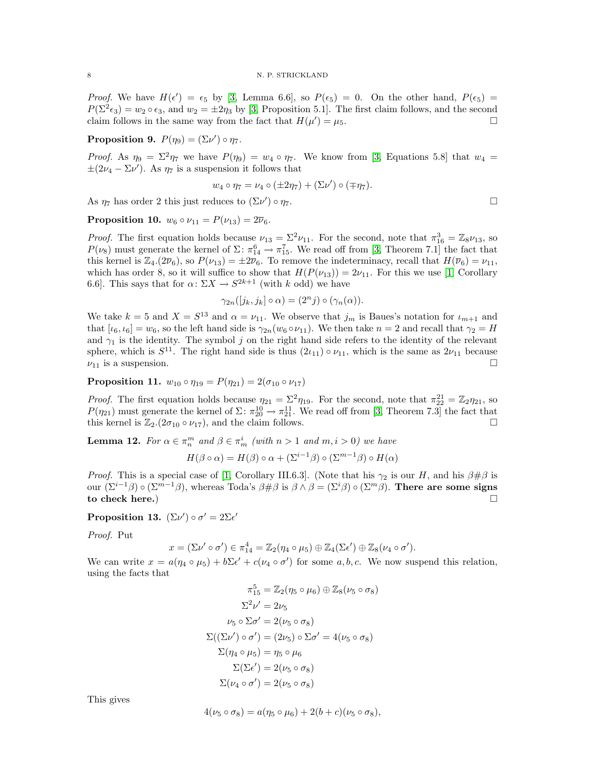*Proof.* We have $H(\epsilon') = \epsilon_5$ by [3, Lemma 6.6], so $P(\epsilon_5) = 0$. On the other hand, $P(\epsilon_5) = P(\Sigma^2\epsilon_3) = w_2 \circ \epsilon_3$, and $w_2 = \pm 2\eta_3$ by [3, Proposition 5.1]. The first claim follows, and the second claim follows in the same way from the fact that $H(\mu') = \mu_5$. □

**Proposition 9.** $P(\eta_9) = (\Sigma\nu') \circ \eta_7$.

*Proof.* As $\eta_9 = \Sigma^2\eta_7$ we have $P(\eta_9) = w_4 \circ \eta_7$. We know from [3, Equations 5.8] that $w_4 = \pm(2\nu_4 - \Sigma\nu')$. As $\eta_7$ is a suspension it follows that

$$w_4 \circ \eta_7 = \nu_4 \circ (\pm 2\eta_7) + (\Sigma\nu') \circ (\mp\eta_7).$$

As $\eta_7$ has order 2 this just reduces to $(\Sigma\nu') \circ \eta_7$. □

**Proposition 10.** $w_6 \circ \nu_{11} = P(\nu_{13}) = 2\overline{\nu}_6$.

*Proof.* The first equation holds because $\nu_{13} = \Sigma^2\nu_{11}$. For the second, note that $\pi^3_{16} = \mathbb{Z}_8\nu_{13}$, so $P(\nu_8)$ must generate the kernel of $\Sigma\colon \pi^6_{14} \to \pi^7_{15}$. We read off from [3, Theorem 7.1] the fact that this kernel is $\mathbb{Z}_4.(2\overline{\nu}_6)$, so $P(\nu_{13}) = \pm 2\overline{\nu}_6$. To remove the indeterminacy, recall that $H(\overline{\nu}_6) = \nu_{11}$, which has order 8, so it will suffice to show that $H(P(\nu_{13})) = 2\nu_{11}$. For this we use [1, Corollary 6.6]. This says that for $\alpha\colon \Sigma X \to S^{2k+1}$ (with $k$ odd) we have

$$\gamma_{2n}([j_k, j_k] \circ \alpha) = (2^n j) \circ (\gamma_n(\alpha)).$$

We take $k = 5$ and $X = S^{13}$ and $\alpha = \nu_{11}$. We observe that $j_m$ is Baues's notation for $\iota_{m+1}$ and that $[\iota_6, \iota_6] = w_6$, so the left hand side is $\gamma_{2n}(w_6 \circ \nu_{11})$. We then take $n = 2$ and recall that $\gamma_2 = H$ and $\gamma_1$ is the identity. The symbol $j$ on the right hand side refers to the identity of the relevant sphere, which is $S^{11}$. The right hand side is thus $(2\iota_{11}) \circ \nu_{11}$, which is the same as $2\nu_{11}$ because $\nu_{11}$ is a suspension. □

**Proposition 11.** $w_{10} \circ \eta_{19} = P(\eta_{21}) = 2(\sigma_{10} \circ \nu_{17})$

*Proof.* The first equation holds because $\eta_{21} = \Sigma^2\eta_{19}$. For the second, note that $\pi^{21}_{22} = \mathbb{Z}_2\eta_{21}$, so $P(\eta_{21})$ must generate the kernel of $\Sigma\colon \pi^{10}_{20} \to \pi^{11}_{21}$. We read off from [3, Theorem 7.3] the fact that this kernel is $\mathbb{Z}_2.(2\sigma_{10} \circ \nu_{17})$, and the claim follows. □

**Lemma 12.** *For $\alpha \in \pi^m_n$ and $\beta \in \pi^i_m$ (with $n > 1$ and $m, i > 0$) we have*

$$H(\beta \circ \alpha) = H(\beta) \circ \alpha + (\Sigma^{i-1}\beta) \circ (\Sigma^{m-1}\beta) \circ H(\alpha)$$

*Proof.* This is a special case of [1, Corollary III.6.3]. (Note that his $\gamma_2$ is our $H$, and his $\beta\#\beta$ is our $(\Sigma^{i-1}\beta) \circ (\Sigma^{m-1}\beta)$, whereas Toda's $\beta\#\beta$ is $\beta \wedge \beta = (\Sigma^i\beta) \circ (\Sigma^m\beta)$. **There are some signs to check here.**) □

**Proposition 13.** $(\Sigma\nu') \circ \sigma' = 2\Sigma\epsilon'$

*Proof.* Put

$$x = (\Sigma\nu' \circ \sigma') \in \pi^4_{14} = \mathbb{Z}_2(\eta_4 \circ \mu_5) \oplus \mathbb{Z}_4(\Sigma\epsilon') \oplus \mathbb{Z}_8(\nu_4 \circ \sigma').$$

We can write $x = a(\eta_4 \circ \mu_5) + b\Sigma\epsilon' + c(\nu_4 \circ \sigma')$ for some $a, b, c$. We now suspend this relation, using the facts that

$$\begin{aligned}
\pi^5_{15} &= \mathbb{Z}_2(\eta_5 \circ \mu_6) \oplus \mathbb{Z}_8(\nu_5 \circ \sigma_8) \\
\Sigma^2\nu' &= 2\nu_5 \\
\nu_5 \circ \Sigma\sigma' &= 2(\nu_5 \circ \sigma_8) \\
\Sigma((\Sigma\nu') \circ \sigma') &= (2\nu_5) \circ \Sigma\sigma' = 4(\nu_5 \circ \sigma_8) \\
\Sigma(\eta_4 \circ \mu_5) &= \eta_5 \circ \mu_6 \\
\Sigma(\Sigma\epsilon') &= 2(\nu_5 \circ \sigma_8) \\
\Sigma(\nu_4 \circ \sigma') &= 2(\nu_5 \circ \sigma_8)
\end{aligned}$$

This gives

$$4(\nu_5 \circ \sigma_8) = a(\eta_5 \circ \mu_6) + 2(b + c)(\nu_5 \circ \sigma_8),$$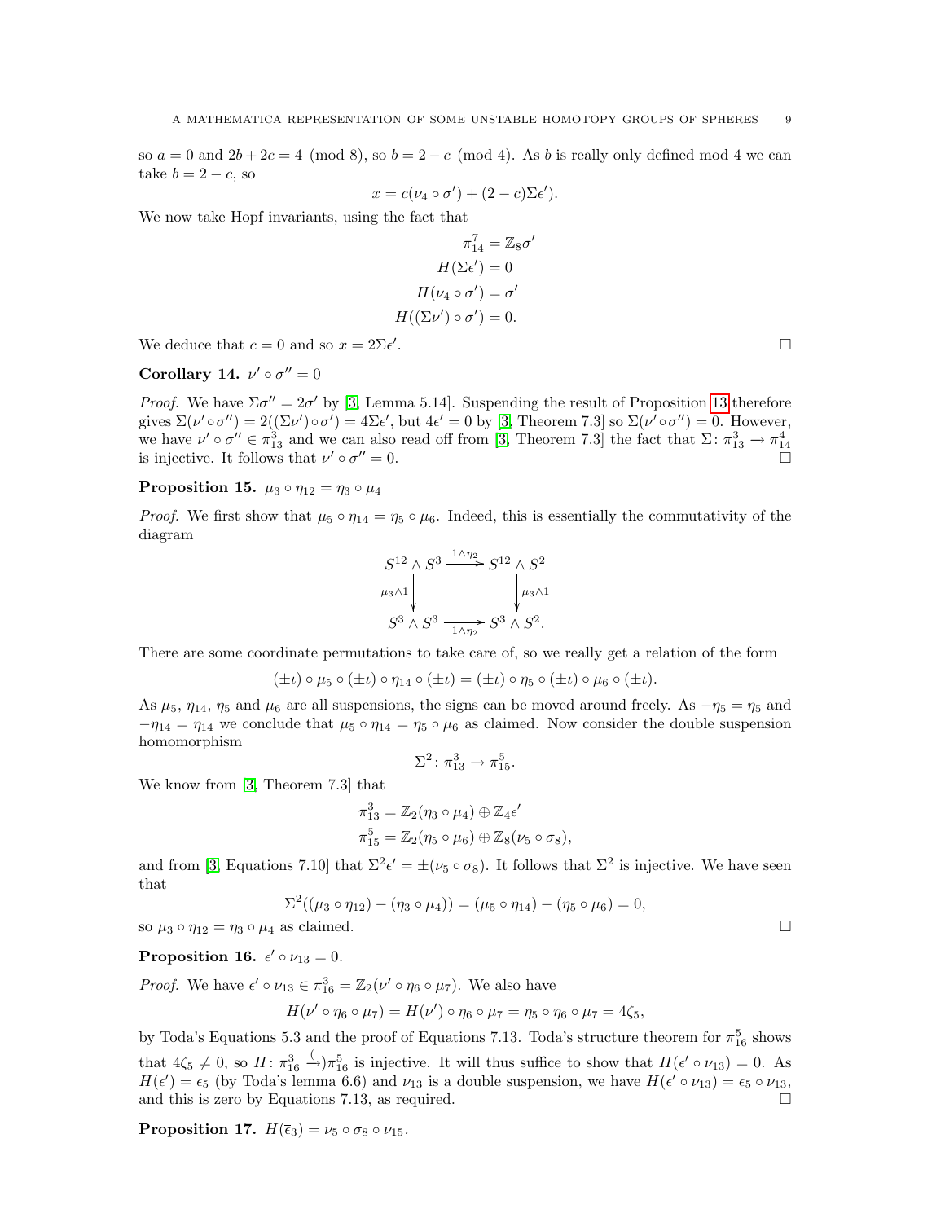so $a = 0$ and $2b + 2c = 4 \pmod 8$, so $b = 2 - c \pmod 4$. As $b$ is really only defined mod 4 we can take $b = 2 - c$, so

$$x = c(\nu_4 \circ \sigma') + (2 - c)\Sigma\epsilon').$$

We now take Hopf invariants, using the fact that

$$\pi^7_{14} = \mathbb{Z}_8\sigma'$$
$$H(\Sigma\epsilon') = 0$$
$$H(\nu_4 \circ \sigma') = \sigma'$$
$$H((\Sigma\nu') \circ \sigma') = 0.$$

We deduce that $c = 0$ and so $x = 2\Sigma\epsilon'$. □

**Corollary 14.** $\nu' \circ \sigma'' = 0$

*Proof.* We have $\Sigma\sigma'' = 2\sigma'$ by [3, Lemma 5.14]. Suspending the result of Proposition 13 therefore gives $\Sigma(\nu' \circ \sigma'') = 2((\Sigma\nu') \circ \sigma') = 4\Sigma\epsilon'$, but $4\epsilon' = 0$ by [3, Theorem 7.3] so $\Sigma(\nu' \circ \sigma'') = 0$. However, we have $\nu' \circ \sigma'' \in \pi^3_{13}$ and we can also read off from [3, Theorem 7.3] the fact that $\Sigma\colon \pi^3_{13} \to \pi^4_{14}$ is injective. It follows that $\nu' \circ \sigma'' = 0$. □

**Proposition 15.** $\mu_3 \circ \eta_{12} = \eta_3 \circ \mu_4$

*Proof.* We first show that $\mu_5 \circ \eta_{14} = \eta_5 \circ \mu_6$. Indeed, this is essentially the commutativity of the diagram

$$\begin{array}{ccc} S^{12} \wedge S^3 & \xrightarrow{1\wedge\eta_2} & S^{12} \wedge S^2 \\ \downarrow{\scriptstyle \mu_3\wedge 1} & & \downarrow{\scriptstyle \mu_3\wedge 1} \\ S^3 \wedge S^3 & \xrightarrow[1\wedge\eta_2]{} & S^3 \wedge S^2. \end{array}$$

There are some coordinate permutations to take care of, so we really get a relation of the form

$$(\pm\iota) \circ \mu_5 \circ (\pm\iota) \circ \eta_{14} \circ (\pm\iota) = (\pm\iota) \circ \eta_5 \circ (\pm\iota) \circ \mu_6 \circ (\pm\iota).$$

As $\mu_5$, $\eta_{14}$, $\eta_5$ and $\mu_6$ are all suspensions, the signs can be moved around freely. As $-\eta_5 = \eta_5$ and $-\eta_{14} = \eta_{14}$ we conclude that $\mu_5 \circ \eta_{14} = \eta_5 \circ \mu_6$ as claimed. Now consider the double suspension homomorphism

$$\Sigma^2\colon \pi^3_{13} \to \pi^5_{15}.$$

We know from [3, Theorem 7.3] that

$$\pi^3_{13} = \mathbb{Z}_2(\eta_3 \circ \mu_4) \oplus \mathbb{Z}_4\epsilon'$$
$$\pi^5_{15} = \mathbb{Z}_2(\eta_5 \circ \mu_6) \oplus \mathbb{Z}_8(\nu_5 \circ \sigma_8),$$

and from [3, Equations 7.10] that $\Sigma^2\epsilon' = \pm(\nu_5 \circ \sigma_8)$. It follows that $\Sigma^2$ is injective. We have seen that

$$\Sigma^2((\mu_3 \circ \eta_{12}) - (\eta_3 \circ \mu_4)) = (\mu_5 \circ \eta_{14}) - (\eta_5 \circ \mu_6) = 0,$$

so $\mu_3 \circ \eta_{12} = \eta_3 \circ \mu_4$ as claimed. □

**Proposition 16.** $\epsilon' \circ \nu_{13} = 0$.

*Proof.* We have $\epsilon' \circ \nu_{13} \in \pi^3_{16} = \mathbb{Z}_2(\nu' \circ \eta_6 \circ \mu_7)$. We also have

$$H(\nu' \circ \eta_6 \circ \mu_7) = H(\nu') \circ \eta_6 \circ \mu_7 = \eta_5 \circ \eta_6 \circ \mu_7 = 4\zeta_5,$$

by Toda's Equations 5.3 and the proof of Equations 7.13. Toda's structure theorem for $\pi^5_{16}$ shows that $4\zeta_5 \neq 0$, so $H\colon \pi^3_{16} \hookrightarrow \pi^5_{16}$ is injective. It will thus suffice to show that $H(\epsilon' \circ \nu_{13}) = 0$. As $H(\epsilon') = \epsilon_5$ (by Toda's lemma 6.6) and $\nu_{13}$ is a double suspension, we have $H(\epsilon' \circ \nu_{13}) = \epsilon_5 \circ \nu_{13}$, and this is zero by Equations 7.13, as required. □

**Proposition 17.** $H(\overline{\epsilon}_3) = \nu_5 \circ \sigma_8 \circ \nu_{15}$.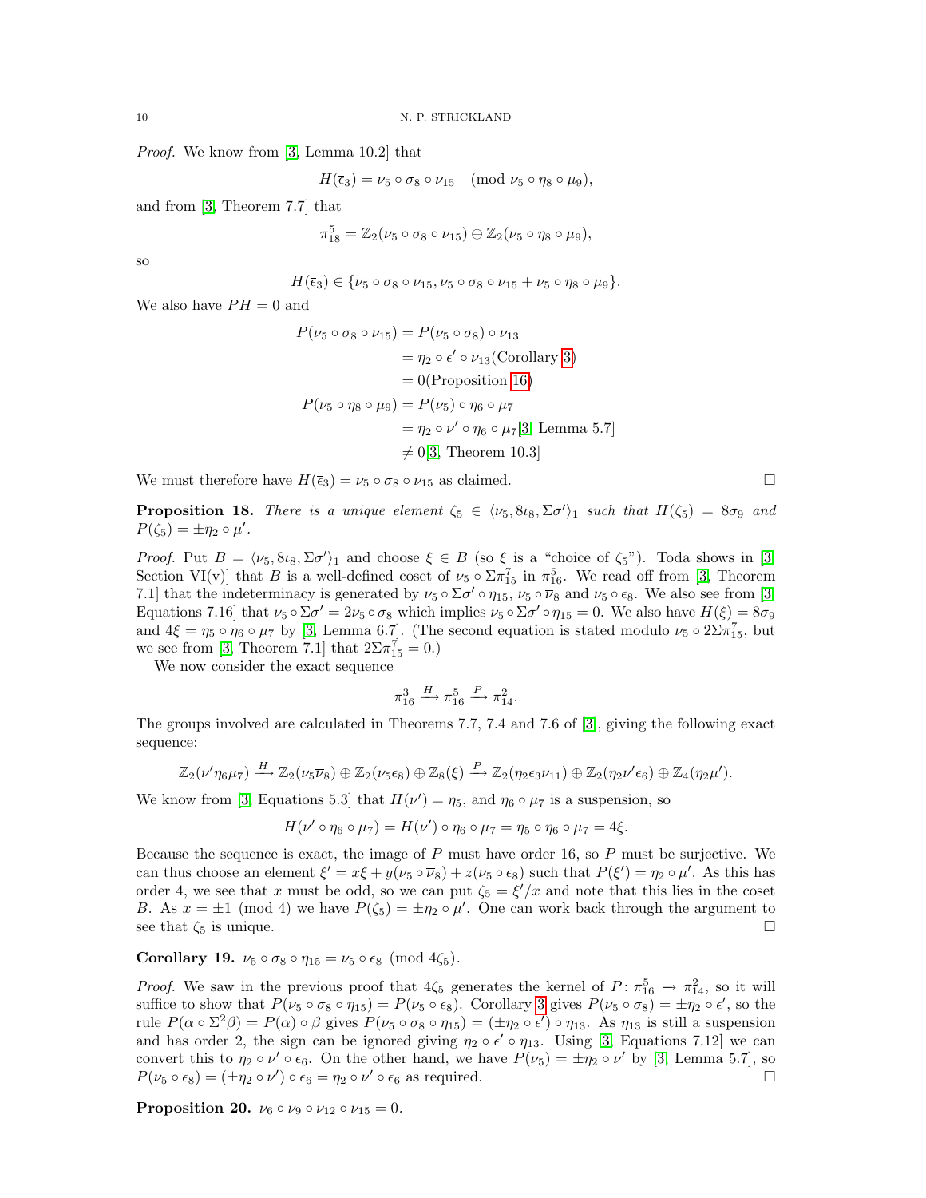*Proof.* We know from [3, Lemma 10.2] that

$$H(\overline{\epsilon}_3) = \nu_5 \circ \sigma_8 \circ \nu_{15} \pmod{\nu_5 \circ \eta_8 \circ \mu_9},$$

and from [3, Theorem 7.7] that

$$\pi^5_{18} = \mathbb{Z}_2(\nu_5 \circ \sigma_8 \circ \nu_{15}) \oplus \mathbb{Z}_2(\nu_5 \circ \eta_8 \circ \mu_9),$$

so

$$H(\overline{\epsilon}_3) \in \{\nu_5 \circ \sigma_8 \circ \nu_{15}, \nu_5 \circ \sigma_8 \circ \nu_{15} + \nu_5 \circ \eta_8 \circ \mu_9\}.$$

We also have $PH = 0$ and

$$\begin{aligned}
P(\nu_5 \circ \sigma_8 \circ \nu_{15}) &= P(\nu_5 \circ \sigma_8) \circ \nu_{13} \\
&= \eta_2 \circ \epsilon' \circ \nu_{13} (\text{Corollary 3}) \\
&= 0 (\text{Proposition 16}) \\
P(\nu_5 \circ \eta_8 \circ \mu_9) &= P(\nu_5) \circ \eta_6 \circ \mu_7 \\
&= \eta_2 \circ \nu' \circ \eta_6 \circ \mu_7 [3, \text{Lemma 5.7}] \\
&\neq 0 [3, \text{Theorem 10.3}]
\end{aligned}$$

We must therefore have $H(\overline{\epsilon}_3) = \nu_5 \circ \sigma_8 \circ \nu_{15}$ as claimed. □

**Proposition 18.** *There is a unique element $\zeta_5 \in \langle \nu_5, 8\iota_8, \Sigma\sigma' \rangle_1$ such that $H(\zeta_5) = 8\sigma_9$ and $P(\zeta_5) = \pm\eta_2 \circ \mu'$.*

*Proof.* Put $B = \langle \nu_5, 8\iota_8, \Sigma\sigma' \rangle_1$ and choose $\xi \in B$ (so $\xi$ is a "choice of $\zeta_5$"). Toda shows in [3, Section VI(v)] that $B$ is a well-defined coset of $\nu_5 \circ \Sigma\pi^7_{15}$ in $\pi^5_{16}$. We read off from [3, Theorem 7.1] that the indeterminacy is generated by $\nu_5 \circ \Sigma\sigma' \circ \eta_{15}$, $\nu_5 \circ \overline{\nu}_8$ and $\nu_5 \circ \epsilon_8$. We also see from [3, Equations 7.16] that $\nu_5 \circ \Sigma\sigma' = 2\nu_5 \circ \sigma_8$ which implies $\nu_5 \circ \Sigma\sigma' \circ \eta_{15} = 0$. We also have $H(\xi) = 8\sigma_9$ and $4\xi = \eta_5 \circ \eta_6 \circ \mu_7$ by [3, Lemma 6.7]. (The second equation is stated modulo $\nu_5 \circ 2\Sigma\pi^7_{15}$, but we see from [3, Theorem 7.1] that $2\Sigma\pi^7_{15} = 0$.)

We now consider the exact sequence

$$\pi^3_{16} \xrightarrow{H} \pi^5_{16} \xrightarrow{P} \pi^2_{14}.$$

The groups involved are calculated in Theorems 7.7, 7.4 and 7.6 of [3], giving the following exact sequence:

$$\mathbb{Z}_2(\nu'\eta_6\mu_7) \xrightarrow{H} \mathbb{Z}_2(\nu_5\overline{\nu}_8) \oplus \mathbb{Z}_2(\nu_5\epsilon_8) \oplus \mathbb{Z}_8(\xi) \xrightarrow{P} \mathbb{Z}_2(\eta_2\epsilon_3\nu_{11}) \oplus \mathbb{Z}_2(\eta_2\nu'\epsilon_6) \oplus \mathbb{Z}_4(\eta_2\mu').$$

We know from [3, Equations 5.3] that $H(\nu') = \eta_5$, and $\eta_6 \circ \mu_7$ is a suspension, so

$$H(\nu' \circ \eta_6 \circ \mu_7) = H(\nu') \circ \eta_6 \circ \mu_7 = \eta_5 \circ \eta_6 \circ \mu_7 = 4\xi.$$

Because the sequence is exact, the image of $P$ must have order 16, so $P$ must be surjective. We can thus choose an element $\xi' = x\xi + y(\nu_5 \circ \overline{\nu}_8) + z(\nu_5 \circ \epsilon_8)$ such that $P(\xi') = \eta_2 \circ \mu'$. As this has order 4, we see that $x$ must be odd, so we can put $\zeta_5 = \xi'/x$ and note that this lies in the coset $B$. As $x = \pm 1 \pmod 4$ we have $P(\zeta_5) = \pm\eta_2 \circ \mu'$. One can work back through the argument to see that $\zeta_5$ is unique. □

**Corollary 19.** $\nu_5 \circ \sigma_8 \circ \eta_{15} = \nu_5 \circ \epsilon_8 \pmod{4\zeta_5}$.

*Proof.* We saw in the previous proof that $4\zeta_5$ generates the kernel of $P\colon \pi^5_{16} \to \pi^2_{14}$, so it will suffice to show that $P(\nu_5 \circ \sigma_8 \circ \eta_{15}) = P(\nu_5 \circ \epsilon_8)$. Corollary 3 gives $P(\nu_5 \circ \sigma_8) = \pm\eta_2 \circ \epsilon'$, so the rule $P(\alpha \circ \Sigma^2\beta) = P(\alpha) \circ \beta$ gives $P(\nu_5 \circ \sigma_8 \circ \eta_{15}) = (\pm\eta_2 \circ \epsilon') \circ \eta_{13}$. As $\eta_{13}$ is still a suspension and has order 2, the sign can be ignored giving $\eta_2 \circ \epsilon' \circ \eta_{13}$. Using [3, Equations 7.12] we can convert this to $\eta_2 \circ \nu' \circ \epsilon_6$. On the other hand, we have $P(\nu_5) = \pm\eta_2 \circ \nu'$ by [3, Lemma 5.7], so $P(\nu_5 \circ \epsilon_8) = (\pm\eta_2 \circ \nu') \circ \epsilon_6 = \eta_2 \circ \nu' \circ \epsilon_6$ as required. □

**Proposition 20.** $\nu_6 \circ \nu_9 \circ \nu_{12} \circ \nu_{15} = 0$.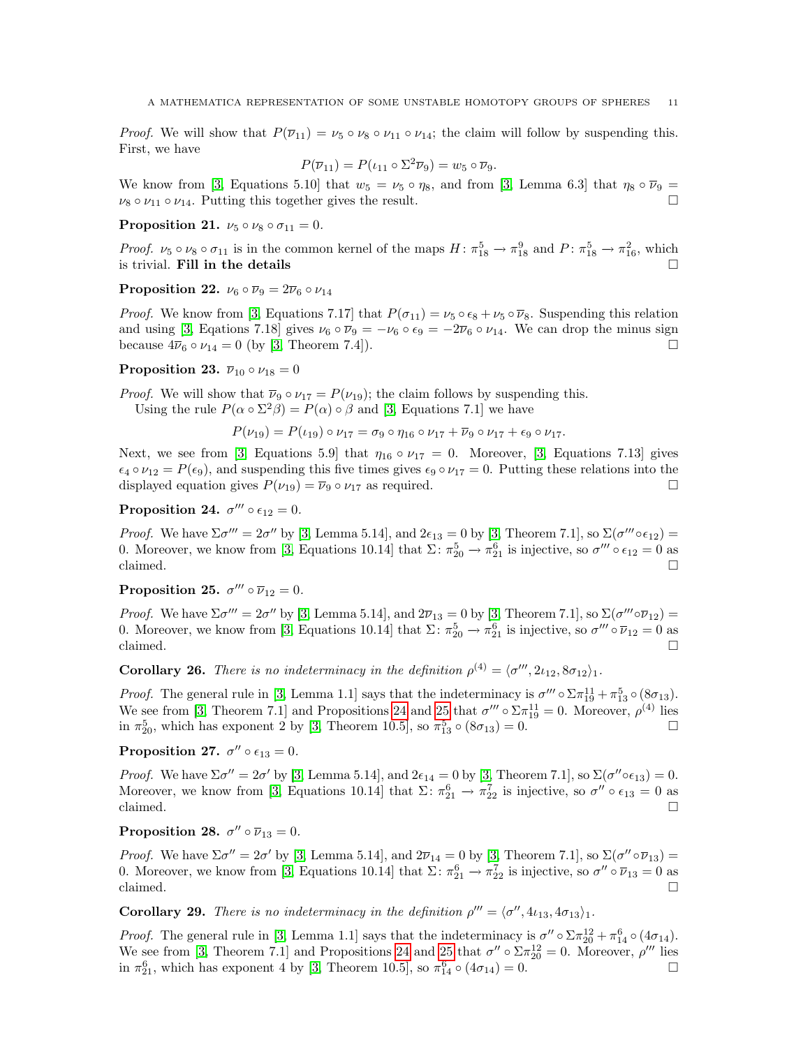*Proof.* We will show that $P(\overline{\nu}_{11}) = \nu_5 \circ \nu_8 \circ \nu_{11} \circ \nu_{14}$; the claim will follow by suspending this. First, we have

$$P(\overline{\nu}_{11}) = P(\iota_{11} \circ \Sigma^2 \overline{\nu}_9) = w_5 \circ \overline{\nu}_9.$$

We know from [3, Equations 5.10] that $w_5 = \nu_5 \circ \eta_8$, and from [3, Lemma 6.3] that $\eta_8 \circ \overline{\nu}_9 = \nu_8 \circ \nu_{11} \circ \nu_{14}$. Putting this together gives the result. □

**Proposition 21.** $\nu_5 \circ \nu_8 \circ \sigma_{11} = 0$.

*Proof.* $\nu_5 \circ \nu_8 \circ \sigma_{11}$ is in the common kernel of the maps $H\colon \pi^5_{18} \to \pi^9_{18}$ and $P\colon \pi^5_{18} \to \pi^2_{16}$, which is trivial. **Fill in the details** □

**Proposition 22.** $\nu_6 \circ \overline{\nu}_9 = 2\overline{\nu}_6 \circ \nu_{14}$

*Proof.* We know from [3, Equations 7.17] that $P(\sigma_{11}) = \nu_5 \circ \epsilon_8 + \nu_5 \circ \overline{\nu}_8$. Suspending this relation and using [3, Eqations 7.18] gives $\nu_6 \circ \overline{\nu}_9 = -\nu_6 \circ \epsilon_9 = -2\overline{\nu}_6 \circ \nu_{14}$. We can drop the minus sign because $4\overline{\nu}_6 \circ \nu_{14} = 0$ (by [3, Theorem 7.4]). □

**Proposition 23.** $\overline{\nu}_{10} \circ \nu_{18} = 0$

*Proof.* We will show that $\overline{\nu}_9 \circ \nu_{17} = P(\nu_{19})$; the claim follows by suspending this.

Using the rule $P(\alpha \circ \Sigma^2 \beta) = P(\alpha) \circ \beta$ and [3, Equations 7.1] we have

$$P(\nu_{19}) = P(\iota_{19}) \circ \nu_{17} = \sigma_9 \circ \eta_{16} \circ \nu_{17} + \overline{\nu}_9 \circ \nu_{17} + \epsilon_9 \circ \nu_{17}.$$

Next, we see from [3, Equations 5.9] that $\eta_{16} \circ \nu_{17} = 0$. Moreover, [3, Equations 7.13] gives $\epsilon_4 \circ \nu_{12} = P(\epsilon_9)$, and suspending this five times gives $\epsilon_9 \circ \nu_{17} = 0$. Putting these relations into the displayed equation gives $P(\nu_{19}) = \overline{\nu}_9 \circ \nu_{17}$ as required. □

**Proposition 24.** $\sigma''' \circ \epsilon_{12} = 0$.

*Proof.* We have $\Sigma\sigma''' = 2\sigma''$ by [3, Lemma 5.14], and $2\epsilon_{13} = 0$ by [3, Theorem 7.1], so $\Sigma(\sigma''' \circ \epsilon_{12}) = 0$. Moreover, we know from [3, Equations 10.14] that $\Sigma\colon \pi^5_{20} \to \pi^6_{21}$ is injective, so $\sigma''' \circ \epsilon_{12} = 0$ as claimed. □

**Proposition 25.** $\sigma''' \circ \overline{\nu}_{12} = 0$.

*Proof.* We have $\Sigma\sigma''' = 2\sigma''$ by [3, Lemma 5.14], and $2\overline{\nu}_{13} = 0$ by [3, Theorem 7.1], so $\Sigma(\sigma''' \circ \overline{\nu}_{12}) = 0$. Moreover, we know from [3, Equations 10.14] that $\Sigma\colon \pi^5_{20} \to \pi^6_{21}$ is injective, so $\sigma''' \circ \overline{\nu}_{12} = 0$ as claimed. □

**Corollary 26.** *There is no indeterminacy in the definition $\rho^{(4)} = \langle \sigma''', 2\iota_{12}, 8\sigma_{12} \rangle_1$.*

*Proof.* The general rule in [3, Lemma 1.1] says that the indeterminacy is $\sigma''' \circ \Sigma\pi^{11}_{19} + \pi^5_{13} \circ (8\sigma_{13})$. We see from [3, Theorem 7.1] and Propositions 24 and 25 that $\sigma''' \circ \Sigma\pi^{11}_{19} = 0$. Moreover, $\rho^{(4)}$ lies in $\pi^5_{20}$, which has exponent 2 by [3, Theorem 10.5], so $\pi^5_{13} \circ (8\sigma_{13}) = 0$. □

**Proposition 27.** $\sigma'' \circ \epsilon_{13} = 0$.

*Proof.* We have $\Sigma\sigma'' = 2\sigma'$ by [3, Lemma 5.14], and $2\epsilon_{14} = 0$ by [3, Theorem 7.1], so $\Sigma(\sigma'' \circ \epsilon_{13}) = 0$. Moreover, we know from [3, Equations 10.14] that $\Sigma\colon \pi^6_{21} \to \pi^7_{22}$ is injective, so $\sigma'' \circ \epsilon_{13} = 0$ as claimed. □

**Proposition 28.** $\sigma'' \circ \overline{\nu}_{13} = 0$.

*Proof.* We have $\Sigma\sigma'' = 2\sigma'$ by [3, Lemma 5.14], and $2\overline{\nu}_{14} = 0$ by [3, Theorem 7.1], so $\Sigma(\sigma'' \circ \overline{\nu}_{13}) = 0$. Moreover, we know from [3, Equations 10.14] that $\Sigma\colon \pi^6_{21} \to \pi^7_{22}$ is injective, so $\sigma'' \circ \overline{\nu}_{13} = 0$ as claimed. □

**Corollary 29.** *There is no indeterminacy in the definition $\rho''' = \langle \sigma'', 4\iota_{13}, 4\sigma_{13} \rangle_1$.*

*Proof.* The general rule in [3, Lemma 1.1] says that the indeterminacy is $\sigma'' \circ \Sigma\pi^{12}_{20} + \pi^6_{14} \circ (4\sigma_{14})$. We see from [3, Theorem 7.1] and Propositions 24 and 25 that $\sigma'' \circ \Sigma\pi^{12}_{20} = 0$. Moreover, $\rho'''$ lies in $\pi^6_{21}$, which has exponent 4 by [3, Theorem 10.5], so $\pi^6_{14} \circ (4\sigma_{14}) = 0$. □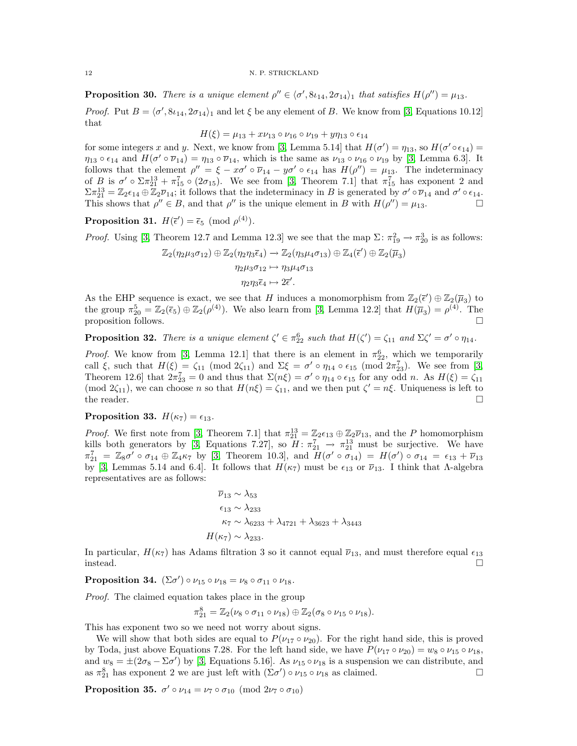**Proposition 30.** *There is a unique element $\rho'' \in \langle \sigma', 8\iota_{14}, 2\sigma_{14}\rangle_1$ that satisfies $H(\rho'') = \mu_{13}$.*

*Proof.* Put $B = \langle \sigma', 8\iota_{14}, 2\sigma_{14}\rangle_1$ and let $\xi$ be any element of $B$. We know from [3, Equations 10.12] that

$$H(\xi) = \mu_{13} + x\nu_{13} \circ \nu_{16} \circ \nu_{19} + y\eta_{13} \circ \epsilon_{14}$$

for some integers $x$ and $y$. Next, we know from [3, Lemma 5.14] that $H(\sigma') = \eta_{13}$, so $H(\sigma' \circ \epsilon_{14}) = \eta_{13} \circ \epsilon_{14}$ and $H(\sigma' \circ \overline{\nu}_{14}) = \eta_{13} \circ \overline{\nu}_{14}$, which is the same as $\nu_{13} \circ \nu_{16} \circ \nu_{19}$ by [3, Lemma 6.3]. It follows that the element $\rho'' = \xi - x\sigma' \circ \overline{\nu}_{14} - y\sigma' \circ \epsilon_{14}$ has $H(\rho'') = \mu_{13}$. The indeterminacy of $B$ is $\sigma' \circ \Sigma\pi^{13}_{21} + \pi^7_{15} \circ (2\sigma_{15})$. We see from [3, Theorem 7.1] that $\pi^7_{15}$ has exponent 2 and $\Sigma\pi^{13}_{21} = \mathbb{Z}_2\epsilon_{14} \oplus \mathbb{Z}_2\overline{\nu}_{14}$; it follows that the indeterminacy in $B$ is generated by $\sigma' \circ \overline{\nu}_{14}$ and $\sigma' \circ \epsilon_{14}$. This shows that $\rho'' \in B$, and that $\rho''$ is the unique element in $B$ with $H(\rho'') = \mu_{13}$. □

**Proposition 31.** $H(\overline{\epsilon}') = \overline{\epsilon}_5 \pmod{\rho^{(4)}}$.

*Proof.* Using [3, Theorem 12.7 and Lemma 12.3] we see that the map $\Sigma\colon \pi^2_{19} \to \pi^3_{20}$ is as follows:

$$\mathbb{Z}_2(\eta_2\mu_3\sigma_{12}) \oplus \mathbb{Z}_2(\eta_2\eta_3\overline{\epsilon}_4) \to \mathbb{Z}_2(\eta_3\mu_4\sigma_{13}) \oplus \mathbb{Z}_4(\overline{\epsilon}') \oplus \mathbb{Z}_2(\overline{\mu}_3)$$
$$\eta_2\mu_3\sigma_{12} \mapsto \eta_3\mu_4\sigma_{13}$$
$$\eta_2\eta_3\overline{\epsilon}_4 \mapsto 2\overline{\epsilon}'.$$

As the EHP sequence is exact, we see that $H$ induces a monomorphism from $\mathbb{Z}_2(\overline{\epsilon}') \oplus \mathbb{Z}_2(\overline{\mu}_3)$ to the group $\pi^5_{20} = \mathbb{Z}_2(\overline{\epsilon}_5) \oplus \mathbb{Z}_2(\rho^{(4)})$. We also learn from [3, Lemma 12.2] that $H(\overline{\mu}_3) = \rho^{(4)}$. The proposition follows. □

**Proposition 32.** *There is a unique element $\zeta' \in \pi^6_{22}$ such that $H(\zeta') = \zeta_{11}$ and $\Sigma\zeta' = \sigma' \circ \eta_{14}$.*

*Proof.* We know from [3, Lemma 12.1] that there is an element in $\pi^6_{22}$, which we temporarily call $\xi$, such that $H(\xi) = \zeta_{11} \pmod{2\zeta_{11}}$ and $\Sigma\xi = \sigma' \circ \eta_{14} \circ \epsilon_{15} \pmod{2\pi^7_{23}}$. We see from [3, Theorem 12.6] that $2\pi^7_{23} = 0$ and thus that $\Sigma(n\xi) = \sigma' \circ \eta_{14} \circ \epsilon_{15}$ for any odd $n$. As $H(\xi) = \zeta_{11} \pmod{2\zeta_{11}}$, we can choose $n$ so that $H(n\xi) = \zeta_{11}$, and we then put $\zeta' = n\xi$. Uniqueness is left to the reader. □

**Proposition 33.** $H(\kappa_7) = \epsilon_{13}$.

*Proof.* We first note from [3, Theorem 7.1] that $\pi^{13}_{21} = \mathbb{Z}_2\epsilon_{13} \oplus \mathbb{Z}_2\overline{\nu}_{13}$, and the $P$ homomorphism kills both generators by [3, Equations 7.27], so $H\colon \pi^7_{21} \to \pi^{13}_{21}$ must be surjective. We have $\pi^7_{21} = \mathbb{Z}_8\sigma' \circ \sigma_{14} \oplus \mathbb{Z}_4\kappa_7$ by [3, Theorem 10.3], and $H(\sigma' \circ \sigma_{14}) = H(\sigma') \circ \sigma_{14} = \epsilon_{13} + \overline{\nu}_{13}$ by [3, Lemmas 5.14 and 6.4]. It follows that $H(\kappa_7)$ must be $\epsilon_{13}$ or $\overline{\nu}_{13}$. I think that $\Lambda$-algebra representatives are as follows:

$$\overline{\nu}_{13} \sim \lambda_{53}$$
$$\epsilon_{13} \sim \lambda_{233}$$
$$\kappa_7 \sim \lambda_{6233} + \lambda_{4721} + \lambda_{3623} + \lambda_{3443}$$
$$H(\kappa_7) \sim \lambda_{233}.$$

In particular, $H(\kappa_7)$ has Adams filtration 3 so it cannot equal $\overline{\nu}_{13}$, and must therefore equal $\epsilon_{13}$ instead. □

**Proposition 34.** $(\Sigma\sigma') \circ \nu_{15} \circ \nu_{18} = \nu_8 \circ \sigma_{11} \circ \nu_{18}$.

*Proof.* The claimed equation takes place in the group

$$\pi^8_{21} = \mathbb{Z}_2(\nu_8 \circ \sigma_{11} \circ \nu_{18}) \oplus \mathbb{Z}_2(\sigma_8 \circ \nu_{15} \circ \nu_{18}).$$

This has exponent two so we need not worry about signs.

We will show that both sides are equal to $P(\nu_{17} \circ \nu_{20})$. For the right hand side, this is proved by Toda, just above Equations 7.28. For the left hand side, we have $P(\nu_{17} \circ \nu_{20}) = w_8 \circ \nu_{15} \circ \nu_{18}$, and $w_8 = \pm(2\sigma_8 - \Sigma\sigma')$ by [3, Equations 5.16]. As $\nu_{15} \circ \nu_{18}$ is a suspension we can distribute, and as $\pi^8_{21}$ has exponent 2 we are just left with $(\Sigma\sigma') \circ \nu_{15} \circ \nu_{18}$ as claimed. □

**Proposition 35.** $\sigma' \circ \nu_{14} = \nu_7 \circ \sigma_{10} \pmod{2\nu_7 \circ \sigma_{10}}$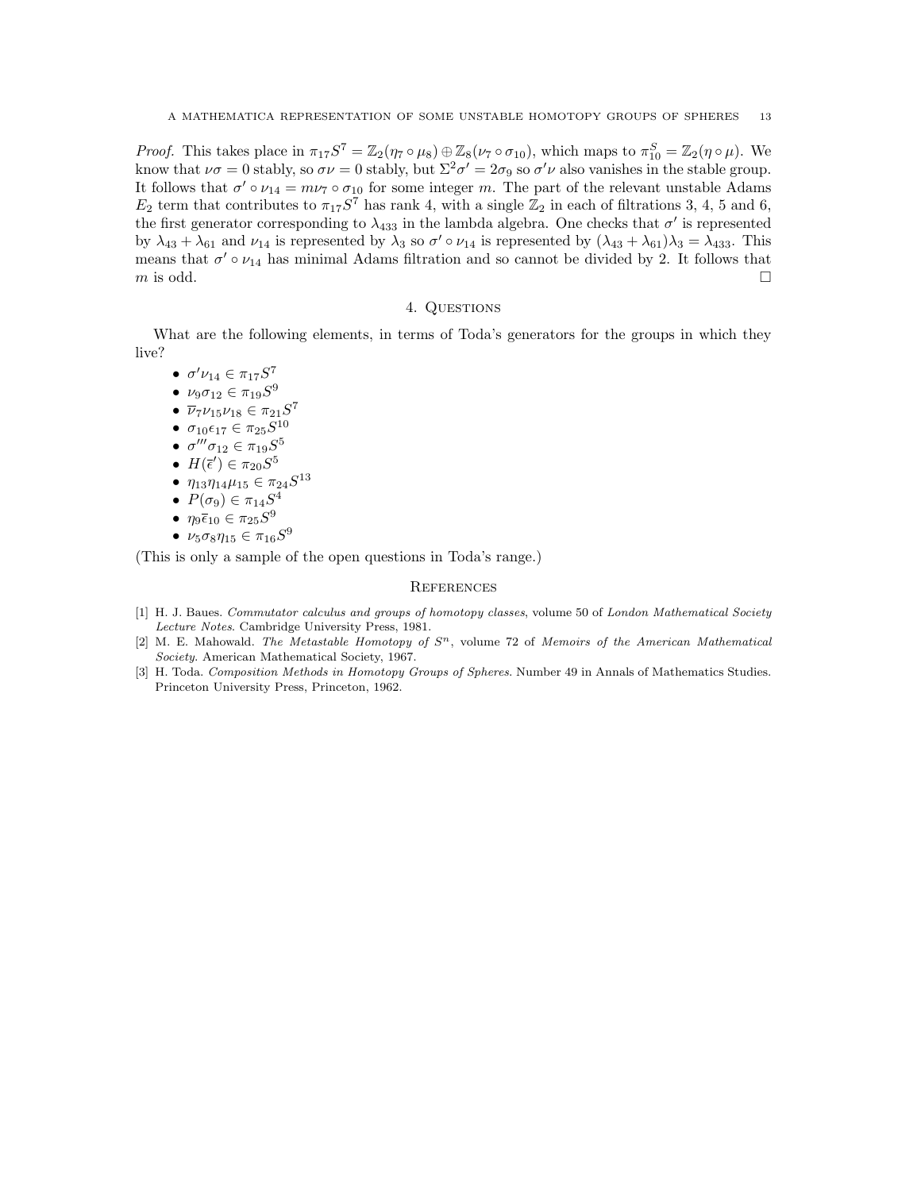*Proof.* This takes place in $\pi_{17}S^7 = \mathbb{Z}_2(\eta_7 \circ \mu_8) \oplus \mathbb{Z}_8(\nu_7 \circ \sigma_{10})$, which maps to $\pi^S_{10} = \mathbb{Z}_2(\eta \circ \mu)$. We know that $\nu\sigma = 0$ stably, so $\sigma\nu = 0$ stably, but $\Sigma^2\sigma' = 2\sigma_9$ so $\sigma'\nu$ also vanishes in the stable group. It follows that $\sigma' \circ \nu_{14} = m\nu_7 \circ \sigma_{10}$ for some integer $m$. The part of the relevant unstable Adams $E_2$ term that contributes to $\pi_{17}S^7$ has rank 4, with a single $\mathbb{Z}_2$ in each of filtrations 3, 4, 5 and 6, the first generator corresponding to $\lambda_{433}$ in the lambda algebra. One checks that $\sigma'$ is represented by $\lambda_{43} + \lambda_{61}$ and $\nu_{14}$ is represented by $\lambda_3$ so $\sigma' \circ \nu_{14}$ is represented by $(\lambda_{43} + \lambda_{61})\lambda_3 = \lambda_{433}$. This means that $\sigma' \circ \nu_{14}$ has minimal Adams filtration and so cannot be divided by 2. It follows that $m$ is odd. □

## 4. Questions

What are the following elements, in terms of Toda's generators for the groups in which they live?

- $\sigma'\nu_{14} \in \pi_{17}S^7$
- $\nu_9\sigma_{12} \in \pi_{19}S^9$
- $\overline{\nu}_7\nu_{15}\nu_{18} \in \pi_{21}S^7$
- $\sigma_{10}\epsilon_{17} \in \pi_{25}S^{10}$
- $\sigma'''\sigma_{12} \in \pi_{19}S^5$
- $H(\overline{\epsilon}') \in \pi_{20}S^5$
- $\eta_{13}\eta_{14}\mu_{15} \in \pi_{24}S^{13}$
- $P(\sigma_9) \in \pi_{14}S^4$
- $\eta_9\overline{\epsilon}_{10} \in \pi_{25}S^9$
- $\nu_5\sigma_8\eta_{15} \in \pi_{16}S^9$

(This is only a sample of the open questions in Toda's range.)

## References

[1] H. J. Baues. *Commutator calculus and groups of homotopy classes*, volume 50 of *London Mathematical Society Lecture Notes*. Cambridge University Press, 1981.

[2] M. E. Mahowald. *The Metastable Homotopy of $S^n$*, volume 72 of *Memoirs of the American Mathematical Society*. American Mathematical Society, 1967.

[3] H. Toda. *Composition Methods in Homotopy Groups of Spheres*. Number 49 in Annals of Mathematics Studies. Princeton University Press, Princeton, 1962.